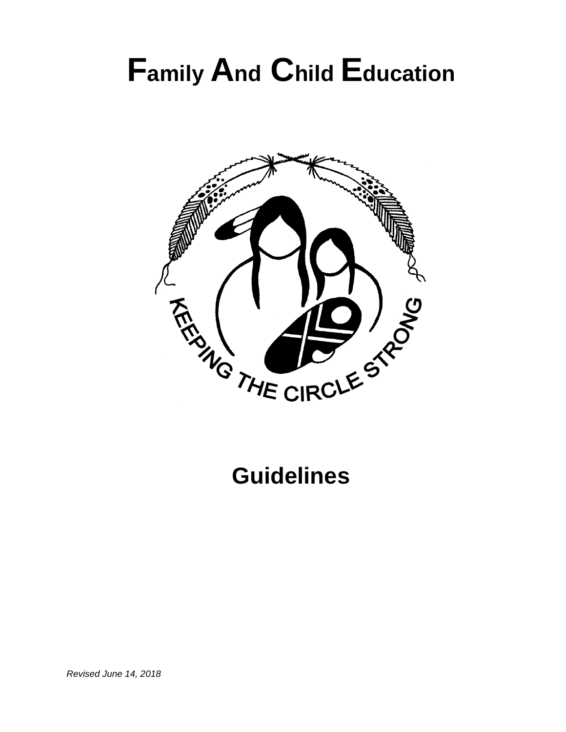# Family And Child Education

KEEPING THE CIRCLE STRONG

## Guidelines

*Revised June 14, 2018*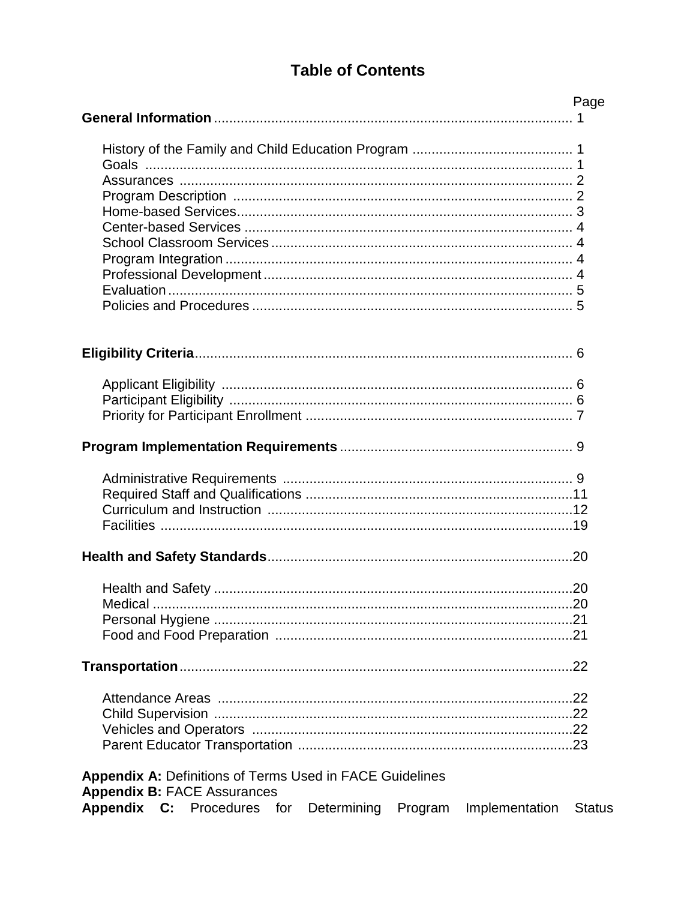# Table of Contents

| | Page |
|---|---|
| **General Information** | 1 |
| History of the Family and Child Education Program | 1 |
| Goals | 1 |
| Assurances | 2 |
| Program Description | 2 |
| Home-based Services | 3 |
| Center-based Services | 4 |
| School Classroom Services | 4 |
| Program Integration | 4 |
| Professional Development | 4 |
| Evaluation | 5 |
| Policies and Procedures | 5 |
| **Eligibility Criteria** | 6 |
| Applicant Eligibility | 6 |
| Participant Eligibility | 6 |
| Priority for Participant Enrollment | 7 |
| **Program Implementation Requirements** | 9 |
| Administrative Requirements | 9 |
| Required Staff and Qualifications | 11 |
| Curriculum and Instruction | 12 |
| Facilities | 19 |
| **Health and Safety Standards** | 20 |
| Health and Safety | 20 |
| Medical | 20 |
| Personal Hygiene | 21 |
| Food and Food Preparation | 21 |
| **Transportation** | 22 |
| Attendance Areas | 22 |
| Child Supervision | 22 |
| Vehicles and Operators | 22 |
| Parent Educator Transportation | 23 |

**Appendix A:** Definitions of Terms Used in FACE Guidelines
**Appendix B:** FACE Assurances
**Appendix C:** Procedures for Determining Program Implementation Status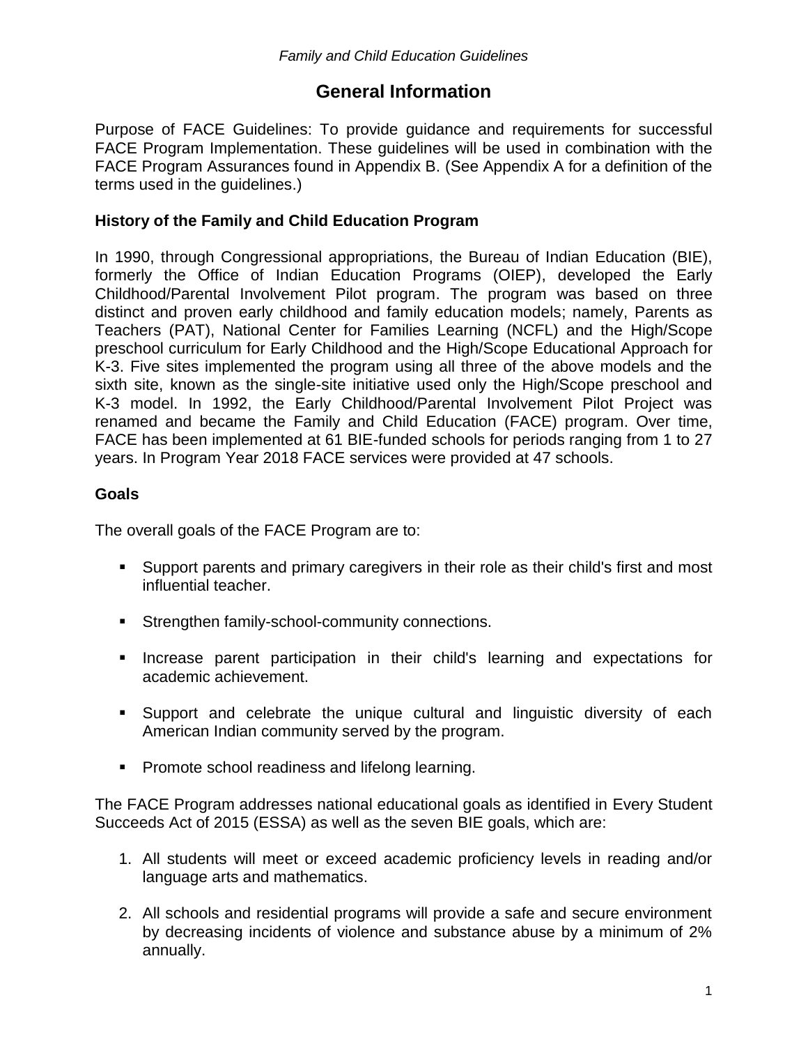# General Information

Purpose of FACE Guidelines: To provide guidance and requirements for successful FACE Program Implementation. These guidelines will be used in combination with the FACE Program Assurances found in Appendix B. (See Appendix A for a definition of the terms used in the guidelines.)

### History of the Family and Child Education Program

In 1990, through Congressional appropriations, the Bureau of Indian Education (BIE), formerly the Office of Indian Education Programs (OIEP), developed the Early Childhood/Parental Involvement Pilot program. The program was based on three distinct and proven early childhood and family education models; namely, Parents as Teachers (PAT), National Center for Families Learning (NCFL) and the High/Scope preschool curriculum for Early Childhood and the High/Scope Educational Approach for K-3. Five sites implemented the program using all three of the above models and the sixth site, known as the single-site initiative used only the High/Scope preschool and K-3 model. In 1992, the Early Childhood/Parental Involvement Pilot Project was renamed and became the Family and Child Education (FACE) program. Over time, FACE has been implemented at 61 BIE-funded schools for periods ranging from 1 to 27 years. In Program Year 2018 FACE services were provided at 47 schools.

### Goals

The overall goals of the FACE Program are to:

- Support parents and primary caregivers in their role as their child's first and most influential teacher.
- Strengthen family-school-community connections.
- Increase parent participation in their child's learning and expectations for academic achievement.
- Support and celebrate the unique cultural and linguistic diversity of each American Indian community served by the program.
- Promote school readiness and lifelong learning.

The FACE Program addresses national educational goals as identified in Every Student Succeeds Act of 2015 (ESSA) as well as the seven BIE goals, which are:

1. All students will meet or exceed academic proficiency levels in reading and/or language arts and mathematics.
2. All schools and residential programs will provide a safe and secure environment by decreasing incidents of violence and substance abuse by a minimum of 2% annually.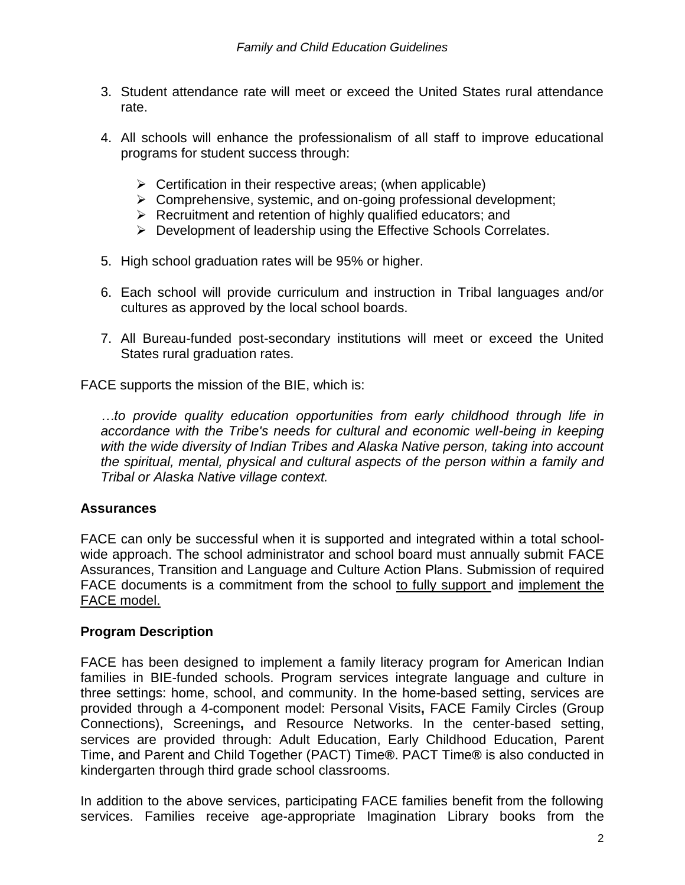3. Student attendance rate will meet or exceed the United States rural attendance rate.

4. All schools will enhance the professionalism of all staff to improve educational programs for student success through:

   - Certification in their respective areas; (when applicable)
   - Comprehensive, systemic, and on-going professional development;
   - Recruitment and retention of highly qualified educators; and
   - Development of leadership using the Effective Schools Correlates.

5. High school graduation rates will be 95% or higher.

6. Each school will provide curriculum and instruction in Tribal languages and/or cultures as approved by the local school boards.

7. All Bureau-funded post-secondary institutions will meet or exceed the United States rural graduation rates.

FACE supports the mission of the BIE, which is:

> *…to provide quality education opportunities from early childhood through life in accordance with the Tribe's needs for cultural and economic well-being in keeping with the wide diversity of Indian Tribes and Alaska Native person, taking into account the spiritual, mental, physical and cultural aspects of the person within a family and Tribal or Alaska Native village context.*

## Assurances

FACE can only be successful when it is supported and integrated within a total school-wide approach. The school administrator and school board must annually submit FACE Assurances, Transition and Language and Culture Action Plans. Submission of required FACE documents is a commitment from the school <u>to fully support</u> and <u>implement the FACE model.</u>

## Program Description

FACE has been designed to implement a family literacy program for American Indian families in BIE-funded schools. Program services integrate language and culture in three settings: home, school, and community. In the home-based setting, services are provided through a 4-component model: Personal Visits**,** FACE Family Circles (Group Connections), Screenings**,** and Resource Networks. In the center-based setting, services are provided through: Adult Education, Early Childhood Education, Parent Time, and Parent and Child Together (PACT) Time**®**. PACT Time**®** is also conducted in kindergarten through third grade school classrooms.

In addition to the above services, participating FACE families benefit from the following services. Families receive age-appropriate Imagination Library books from the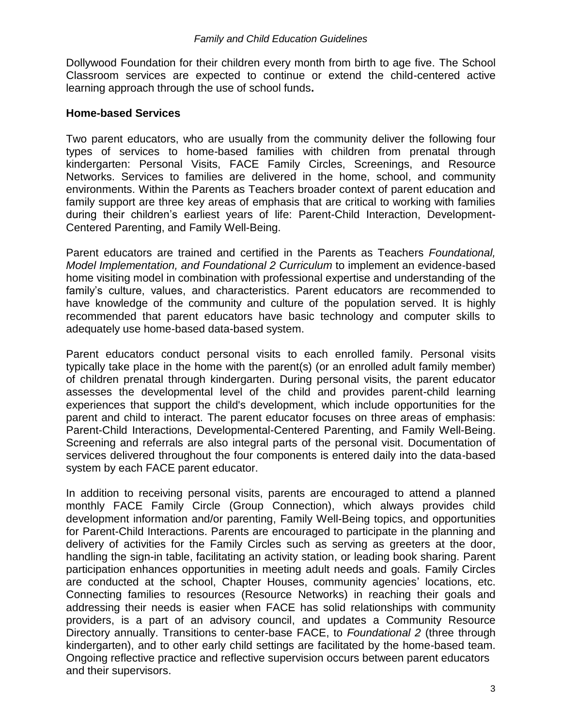Dollywood Foundation for their children every month from birth to age five. The School Classroom services are expected to continue or extend the child-centered active learning approach through the use of school funds**.**

## Home-based Services

Two parent educators, who are usually from the community deliver the following four types of services to home-based families with children from prenatal through kindergarten: Personal Visits, FACE Family Circles, Screenings, and Resource Networks. Services to families are delivered in the home, school, and community environments. Within the Parents as Teachers broader context of parent education and family support are three key areas of emphasis that are critical to working with families during their children's earliest years of life: Parent-Child Interaction, Development-Centered Parenting, and Family Well-Being.

Parent educators are trained and certified in the Parents as Teachers *Foundational, Model Implementation, and Foundational 2 Curriculum* to implement an evidence-based home visiting model in combination with professional expertise and understanding of the family's culture, values, and characteristics. Parent educators are recommended to have knowledge of the community and culture of the population served. It is highly recommended that parent educators have basic technology and computer skills to adequately use home-based data-based system.

Parent educators conduct personal visits to each enrolled family. Personal visits typically take place in the home with the parent(s) (or an enrolled adult family member) of children prenatal through kindergarten. During personal visits, the parent educator assesses the developmental level of the child and provides parent-child learning experiences that support the child's development, which include opportunities for the parent and child to interact. The parent educator focuses on three areas of emphasis: Parent-Child Interactions, Developmental-Centered Parenting, and Family Well-Being. Screening and referrals are also integral parts of the personal visit. Documentation of services delivered throughout the four components is entered daily into the data-based system by each FACE parent educator.

In addition to receiving personal visits, parents are encouraged to attend a planned monthly FACE Family Circle (Group Connection), which always provides child development information and/or parenting, Family Well-Being topics, and opportunities for Parent-Child Interactions. Parents are encouraged to participate in the planning and delivery of activities for the Family Circles such as serving as greeters at the door, handling the sign-in table, facilitating an activity station, or leading book sharing. Parent participation enhances opportunities in meeting adult needs and goals. Family Circles are conducted at the school, Chapter Houses, community agencies' locations, etc. Connecting families to resources (Resource Networks) in reaching their goals and addressing their needs is easier when FACE has solid relationships with community providers, is a part of an advisory council, and updates a Community Resource Directory annually. Transitions to center-base FACE, to *Foundational 2* (three through kindergarten), and to other early child settings are facilitated by the home-based team. Ongoing reflective practice and reflective supervision occurs between parent educators and their supervisors.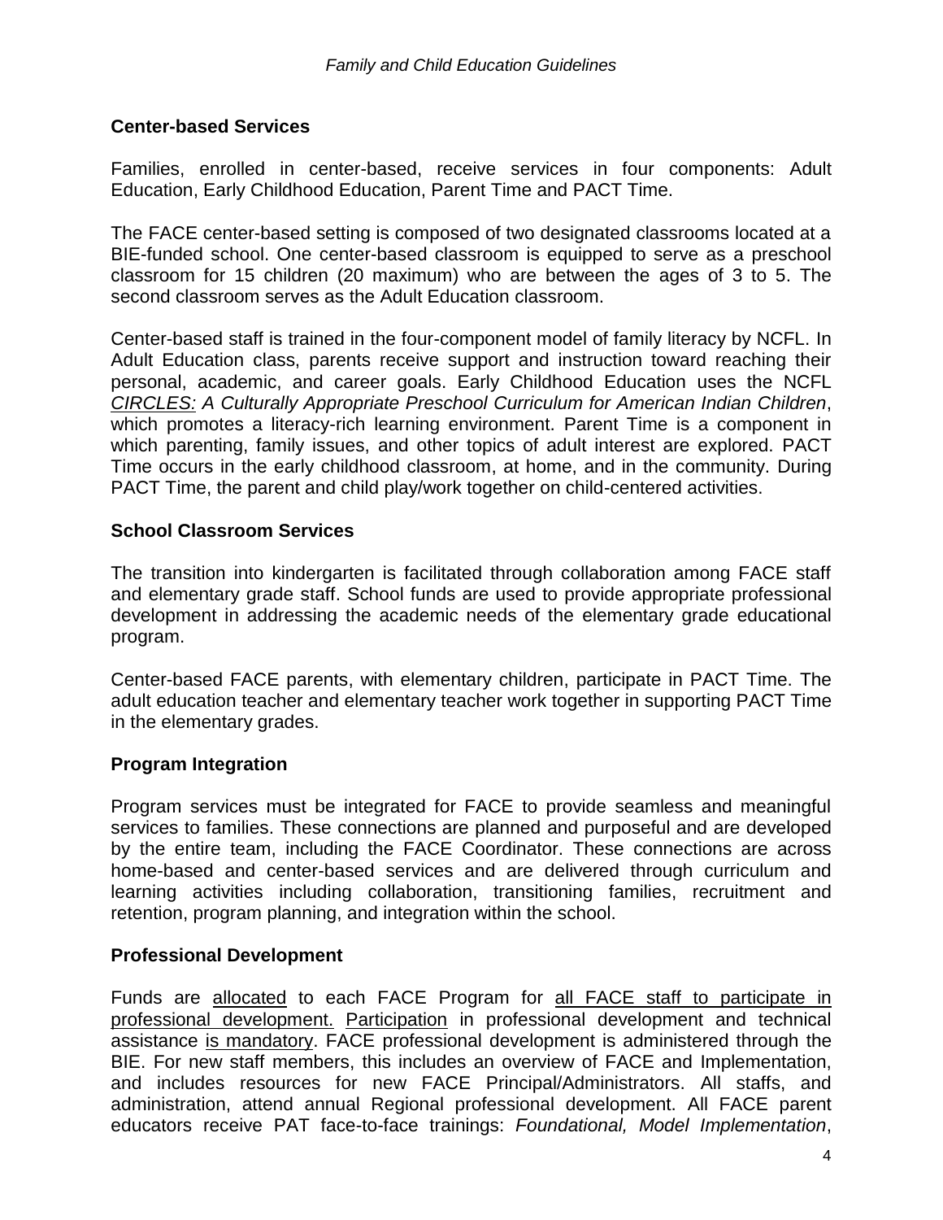## Center-based Services

Families, enrolled in center-based, receive services in four components: Adult Education, Early Childhood Education, Parent Time and PACT Time.

The FACE center-based setting is composed of two designated classrooms located at a BIE-funded school. One center-based classroom is equipped to serve as a preschool classroom for 15 children (20 maximum) who are between the ages of 3 to 5. The second classroom serves as the Adult Education classroom.

Center-based staff is trained in the four-component model of family literacy by NCFL. In Adult Education class, parents receive support and instruction toward reaching their personal, academic, and career goals. Early Childhood Education uses the NCFL *CIRCLES: A Culturally Appropriate Preschool Curriculum for American Indian Children*, which promotes a literacy-rich learning environment. Parent Time is a component in which parenting, family issues, and other topics of adult interest are explored. PACT Time occurs in the early childhood classroom, at home, and in the community. During PACT Time, the parent and child play/work together on child-centered activities.

## School Classroom Services

The transition into kindergarten is facilitated through collaboration among FACE staff and elementary grade staff. School funds are used to provide appropriate professional development in addressing the academic needs of the elementary grade educational program.

Center-based FACE parents, with elementary children, participate in PACT Time. The adult education teacher and elementary teacher work together in supporting PACT Time in the elementary grades.

## Program Integration

Program services must be integrated for FACE to provide seamless and meaningful services to families. These connections are planned and purposeful and are developed by the entire team, including the FACE Coordinator. These connections are across home-based and center-based services and are delivered through curriculum and learning activities including collaboration, transitioning families, recruitment and retention, program planning, and integration within the school.

## Professional Development

Funds are allocated to each FACE Program for all FACE staff to participate in professional development. Participation in professional development and technical assistance is mandatory. FACE professional development is administered through the BIE. For new staff members, this includes an overview of FACE and Implementation, and includes resources for new FACE Principal/Administrators. All staffs, and administration, attend annual Regional professional development. All FACE parent educators receive PAT face-to-face trainings: *Foundational, Model Implementation*,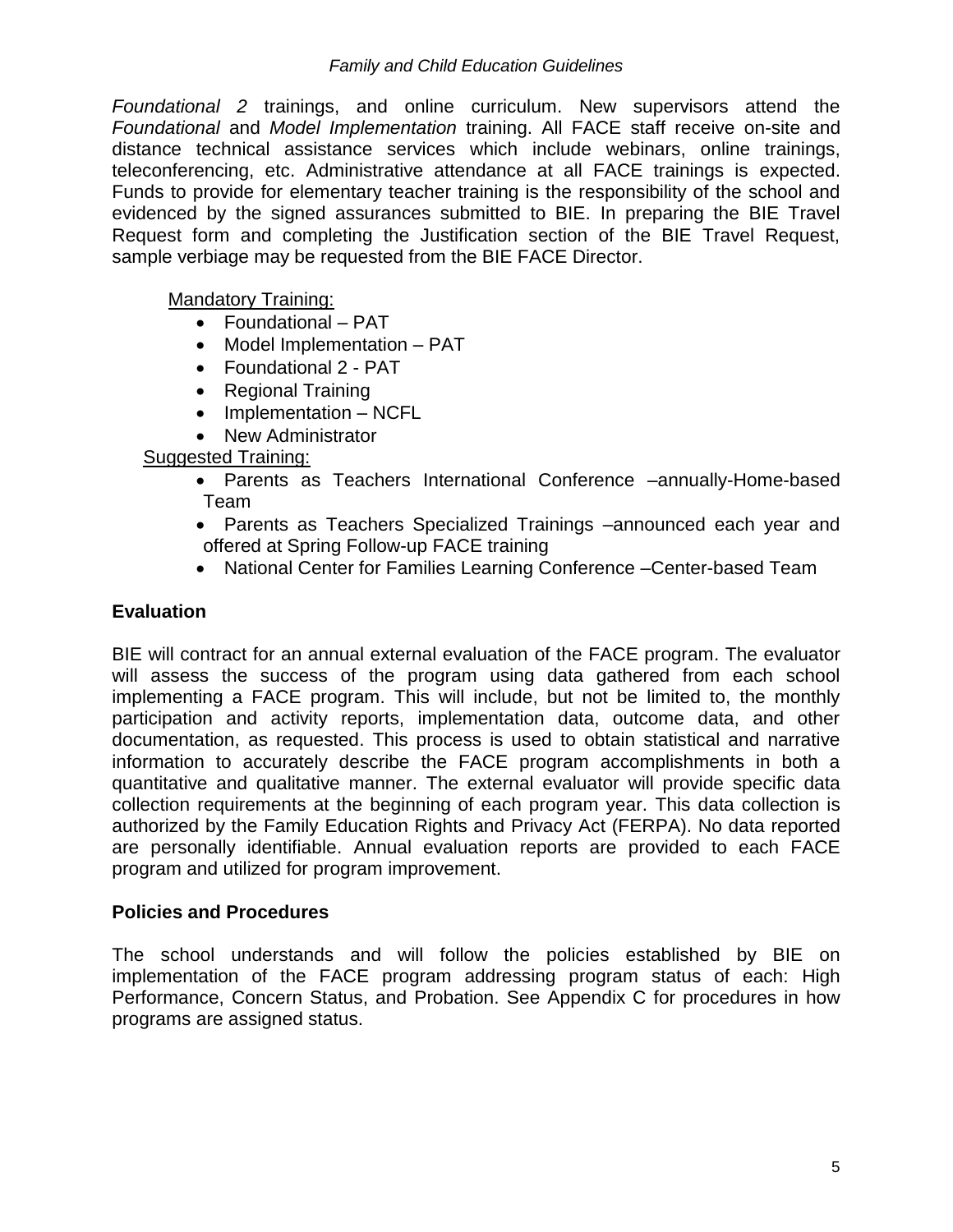*Foundational 2* trainings, and online curriculum. New supervisors attend the *Foundational* and *Model Implementation* training. All FACE staff receive on-site and distance technical assistance services which include webinars, online trainings, teleconferencing, etc. Administrative attendance at all FACE trainings is expected. Funds to provide for elementary teacher training is the responsibility of the school and evidenced by the signed assurances submitted to BIE. In preparing the BIE Travel Request form and completing the Justification section of the BIE Travel Request, sample verbiage may be requested from the BIE FACE Director.

<u>Mandatory Training:</u>

- Foundational – PAT
- Model Implementation – PAT
- Foundational 2 - PAT
- Regional Training
- Implementation – NCFL
- New Administrator

<u>Suggested Training:</u>

- Parents as Teachers International Conference –annually-Home-based Team
- Parents as Teachers Specialized Trainings –announced each year and offered at Spring Follow-up FACE training
- National Center for Families Learning Conference –Center-based Team

## Evaluation

BIE will contract for an annual external evaluation of the FACE program. The evaluator will assess the success of the program using data gathered from each school implementing a FACE program. This will include, but not be limited to, the monthly participation and activity reports, implementation data, outcome data, and other documentation, as requested. This process is used to obtain statistical and narrative information to accurately describe the FACE program accomplishments in both a quantitative and qualitative manner. The external evaluator will provide specific data collection requirements at the beginning of each program year. This data collection is authorized by the Family Education Rights and Privacy Act (FERPA). No data reported are personally identifiable. Annual evaluation reports are provided to each FACE program and utilized for program improvement.

## Policies and Procedures

The school understands and will follow the policies established by BIE on implementation of the FACE program addressing program status of each: High Performance, Concern Status, and Probation. See Appendix C for procedures in how programs are assigned status.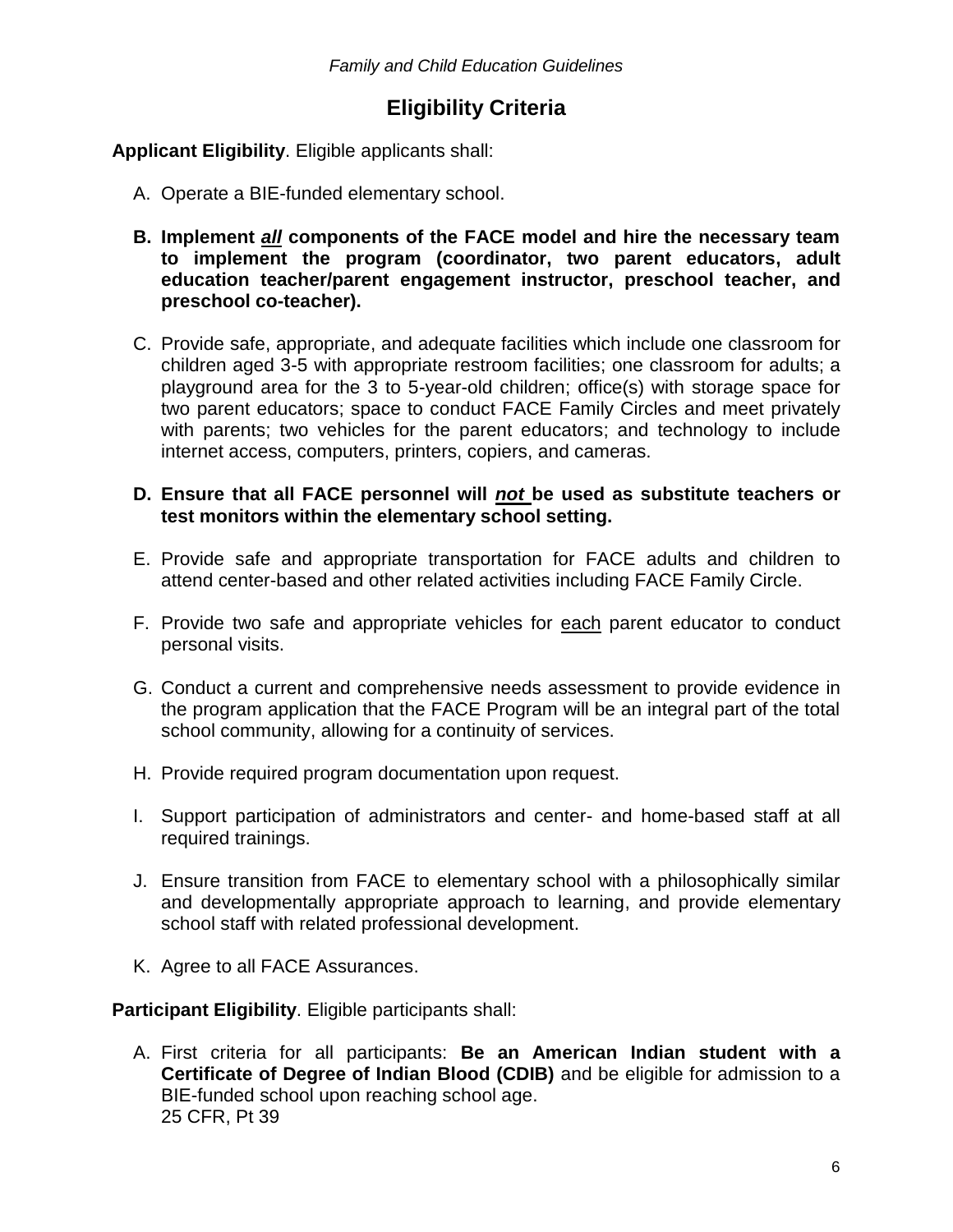# Eligibility Criteria

**Applicant Eligibility**. Eligible applicants shall:

A. Operate a BIE-funded elementary school.

**B. Implement *all* components of the FACE model and hire the necessary team to implement the program (coordinator, two parent educators, adult education teacher/parent engagement instructor, preschool teacher, and preschool co-teacher).**

C. Provide safe, appropriate, and adequate facilities which include one classroom for children aged 3-5 with appropriate restroom facilities; one classroom for adults; a playground area for the 3 to 5-year-old children; office(s) with storage space for two parent educators; space to conduct FACE Family Circles and meet privately with parents; two vehicles for the parent educators; and technology to include internet access, computers, printers, copiers, and cameras.

**D. Ensure that all FACE personnel will *not* be used as substitute teachers or test monitors within the elementary school setting.**

E. Provide safe and appropriate transportation for FACE adults and children to attend center-based and other related activities including FACE Family Circle.

F. Provide two safe and appropriate vehicles for each parent educator to conduct personal visits.

G. Conduct a current and comprehensive needs assessment to provide evidence in the program application that the FACE Program will be an integral part of the total school community, allowing for a continuity of services.

H. Provide required program documentation upon request.

I. Support participation of administrators and center- and home-based staff at all required trainings.

J. Ensure transition from FACE to elementary school with a philosophically similar and developmentally appropriate approach to learning, and provide elementary school staff with related professional development.

K. Agree to all FACE Assurances.

**Participant Eligibility**. Eligible participants shall:

A. First criteria for all participants: **Be an American Indian student with a Certificate of Degree of Indian Blood (CDIB)** and be eligible for admission to a BIE-funded school upon reaching school age.
25 CFR, Pt 39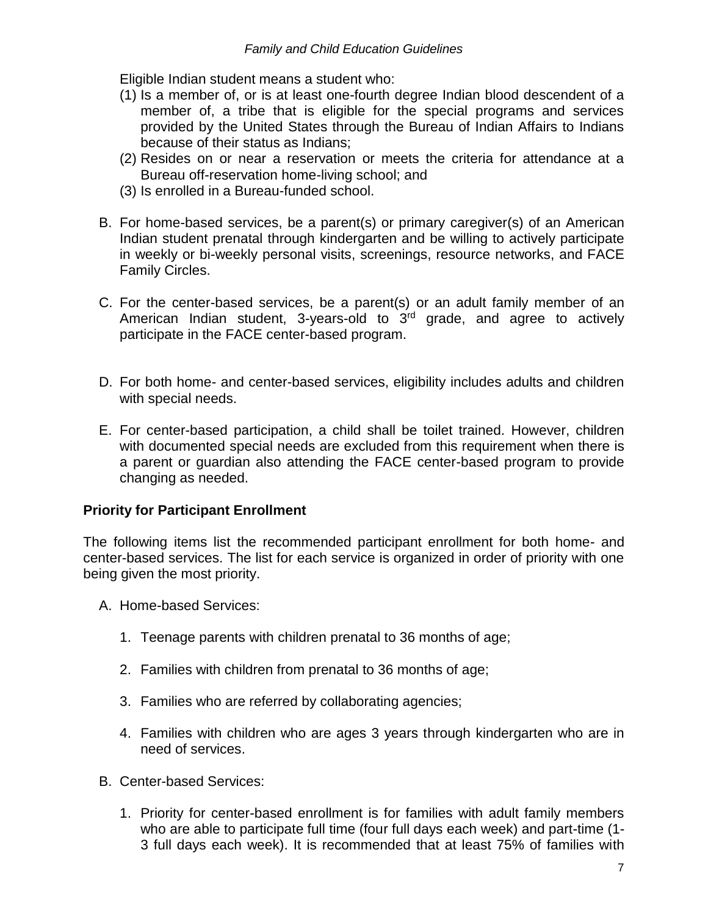Eligible Indian student means a student who:

(1) Is a member of, or is at least one-fourth degree Indian blood descendent of a member of, a tribe that is eligible for the special programs and services provided by the United States through the Bureau of Indian Affairs to Indians because of their status as Indians;
(2) Resides on or near a reservation or meets the criteria for attendance at a Bureau off-reservation home-living school; and
(3) Is enrolled in a Bureau-funded school.

B. For home-based services, be a parent(s) or primary caregiver(s) of an American Indian student prenatal through kindergarten and be willing to actively participate in weekly or bi-weekly personal visits, screenings, resource networks, and FACE Family Circles.

C. For the center-based services, be a parent(s) or an adult family member of an American Indian student, 3-years-old to 3rd grade, and agree to actively participate in the FACE center-based program.

D. For both home- and center-based services, eligibility includes adults and children with special needs.

E. For center-based participation, a child shall be toilet trained. However, children with documented special needs are excluded from this requirement when there is a parent or guardian also attending the FACE center-based program to provide changing as needed.

**Priority for Participant Enrollment**

The following items list the recommended participant enrollment for both home- and center-based services. The list for each service is organized in order of priority with one being given the most priority.

A. Home-based Services:

1. Teenage parents with children prenatal to 36 months of age;

2. Families with children from prenatal to 36 months of age;

3. Families who are referred by collaborating agencies;

4. Families with children who are ages 3 years through kindergarten who are in need of services.

B. Center-based Services:

1. Priority for center-based enrollment is for families with adult family members who are able to participate full time (four full days each week) and part-time (1-3 full days each week). It is recommended that at least 75% of families with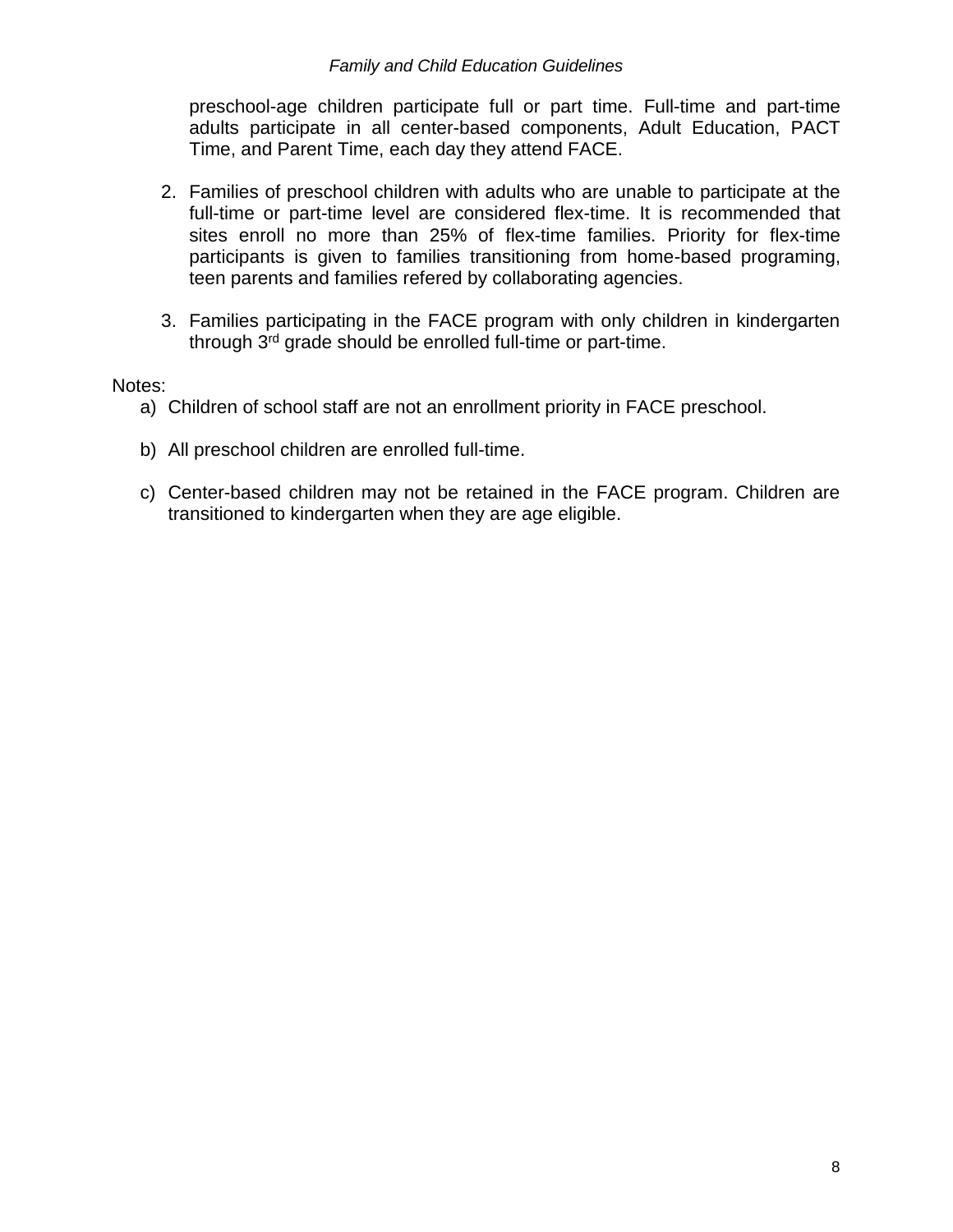preschool-age children participate full or part time. Full-time and part-time adults participate in all center-based components, Adult Education, PACT Time, and Parent Time, each day they attend FACE.

2. Families of preschool children with adults who are unable to participate at the full-time or part-time level are considered flex-time. It is recommended that sites enroll no more than 25% of flex-time families. Priority for flex-time participants is given to families transitioning from home-based programing, teen parents and families refered by collaborating agencies.

3. Families participating in the FACE program with only children in kindergarten through 3rd grade should be enrolled full-time or part-time.

Notes:

a) Children of school staff are not an enrollment priority in FACE preschool.

b) All preschool children are enrolled full-time.

c) Center-based children may not be retained in the FACE program. Children are transitioned to kindergarten when they are age eligible.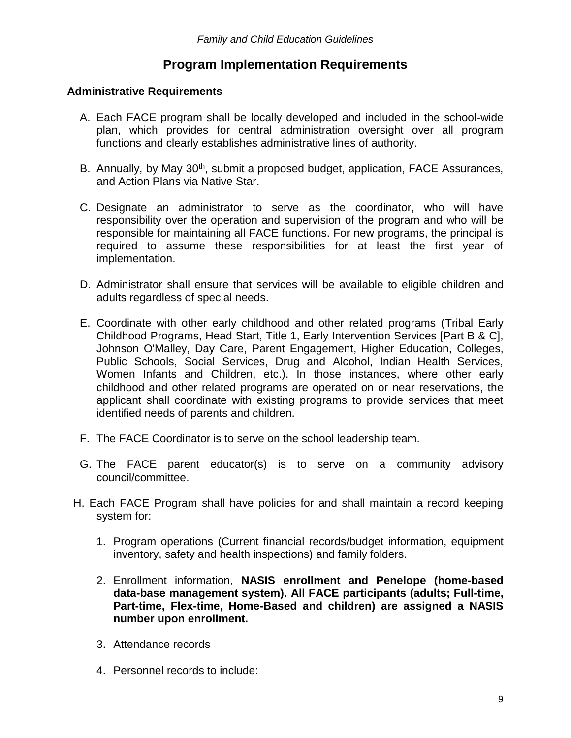## Program Implementation Requirements

### Administrative Requirements

A. Each FACE program shall be locally developed and included in the school-wide plan, which provides for central administration oversight over all program functions and clearly establishes administrative lines of authority.

B. Annually, by May 30th, submit a proposed budget, application, FACE Assurances, and Action Plans via Native Star.

C. Designate an administrator to serve as the coordinator, who will have responsibility over the operation and supervision of the program and who will be responsible for maintaining all FACE functions. For new programs, the principal is required to assume these responsibilities for at least the first year of implementation.

D. Administrator shall ensure that services will be available to eligible children and adults regardless of special needs.

E. Coordinate with other early childhood and other related programs (Tribal Early Childhood Programs, Head Start, Title 1, Early Intervention Services [Part B & C], Johnson O'Malley, Day Care, Parent Engagement, Higher Education, Colleges, Public Schools, Social Services, Drug and Alcohol, Indian Health Services, Women Infants and Children, etc.). In those instances, where other early childhood and other related programs are operated on or near reservations, the applicant shall coordinate with existing programs to provide services that meet identified needs of parents and children.

F. The FACE Coordinator is to serve on the school leadership team.

G. The FACE parent educator(s) is to serve on a community advisory council/committee.

H. Each FACE Program shall have policies for and shall maintain a record keeping system for:

1. Program operations (Current financial records/budget information, equipment inventory, safety and health inspections) and family folders.

2. Enrollment information, **NASIS enrollment and Penelope (home-based data-base management system). All FACE participants (adults; Full-time, Part-time, Flex-time, Home-Based and children) are assigned a NASIS number upon enrollment.**

3. Attendance records

4. Personnel records to include: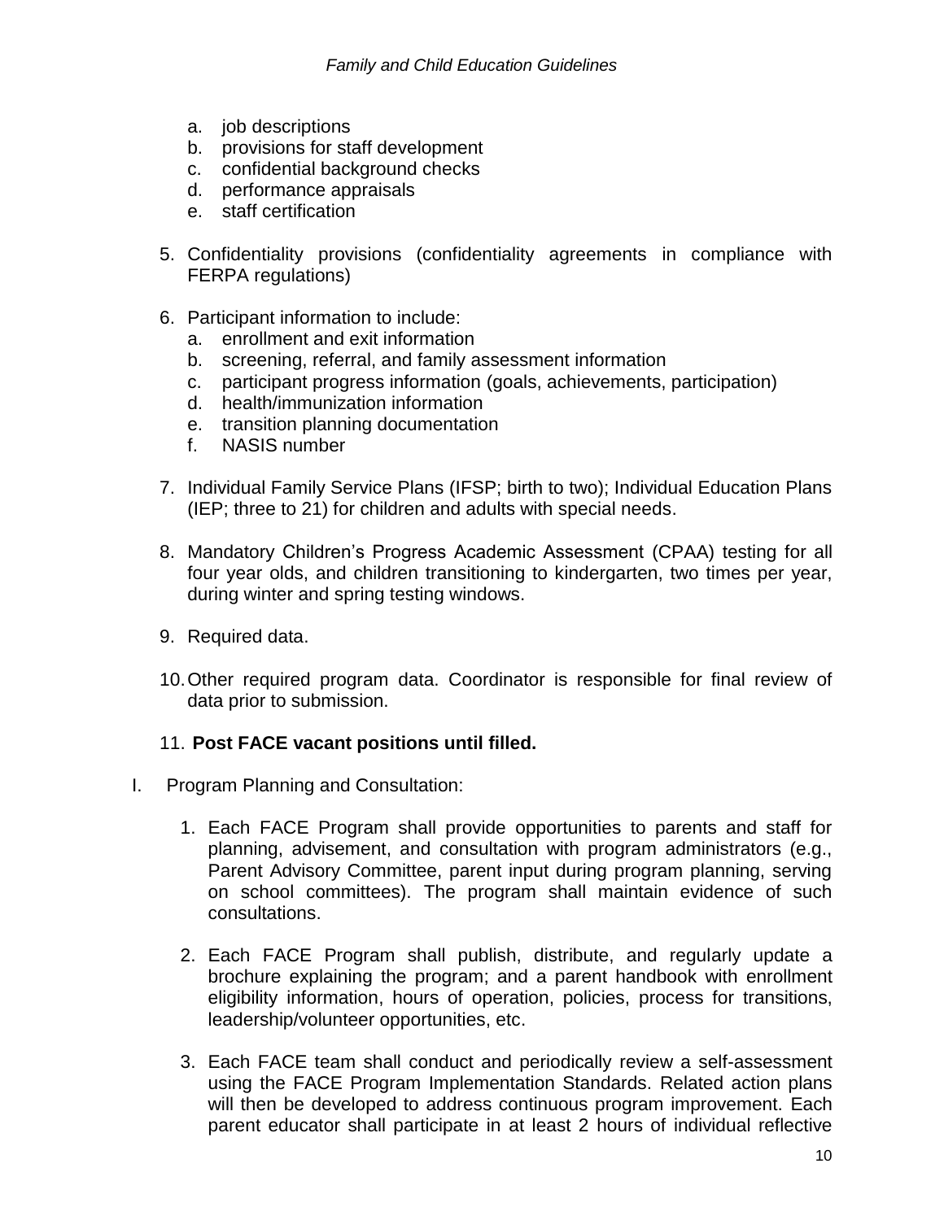a. job descriptions
   b. provisions for staff development
   c. confidential background checks
   d. performance appraisals
   e. staff certification

5. Confidentiality provisions (confidentiality agreements in compliance with FERPA regulations)

6. Participant information to include:
   a. enrollment and exit information
   b. screening, referral, and family assessment information
   c. participant progress information (goals, achievements, participation)
   d. health/immunization information
   e. transition planning documentation
   f. NASIS number

7. Individual Family Service Plans (IFSP; birth to two); Individual Education Plans (IEP; three to 21) for children and adults with special needs.

8. Mandatory Children's Progress Academic Assessment (CPAA) testing for all four year olds, and children transitioning to kindergarten, two times per year, during winter and spring testing windows.

9. Required data.

10. Other required program data. Coordinator is responsible for final review of data prior to submission.

11. **Post FACE vacant positions until filled.**

I. Program Planning and Consultation:

   1. Each FACE Program shall provide opportunities to parents and staff for planning, advisement, and consultation with program administrators (e.g., Parent Advisory Committee, parent input during program planning, serving on school committees). The program shall maintain evidence of such consultations.

   2. Each FACE Program shall publish, distribute, and regularly update a brochure explaining the program; and a parent handbook with enrollment eligibility information, hours of operation, policies, process for transitions, leadership/volunteer opportunities, etc.

   3. Each FACE team shall conduct and periodically review a self-assessment using the FACE Program Implementation Standards. Related action plans will then be developed to address continuous program improvement. Each parent educator shall participate in at least 2 hours of individual reflective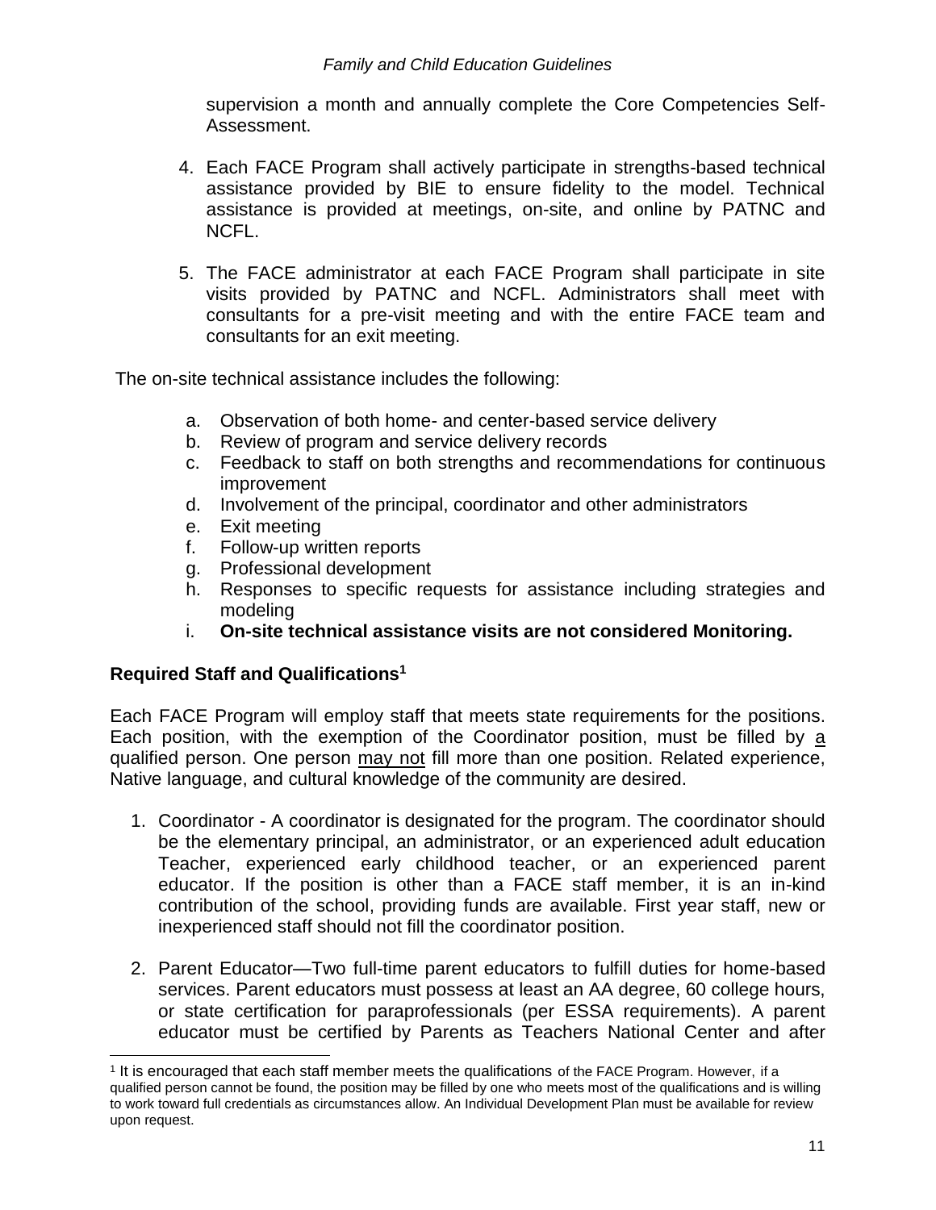supervision a month and annually complete the Core Competencies Self-Assessment.

4. Each FACE Program shall actively participate in strengths-based technical assistance provided by BIE to ensure fidelity to the model. Technical assistance is provided at meetings, on-site, and online by PATNC and NCFL.

5. The FACE administrator at each FACE Program shall participate in site visits provided by PATNC and NCFL. Administrators shall meet with consultants for a pre-visit meeting and with the entire FACE team and consultants for an exit meeting.

The on-site technical assistance includes the following:

a. Observation of both home- and center-based service delivery
b. Review of program and service delivery records
c. Feedback to staff on both strengths and recommendations for continuous improvement
d. Involvement of the principal, coordinator and other administrators
e. Exit meeting
f. Follow-up written reports
g. Professional development
h. Responses to specific requests for assistance including strategies and modeling
i. **On-site technical assistance visits are not considered Monitoring.**

### Required Staff and Qualifications[1]

Each FACE Program will employ staff that meets state requirements for the positions. Each position, with the exemption of the Coordinator position, must be filled by a qualified person. One person may not fill more than one position. Related experience, Native language, and cultural knowledge of the community are desired.

1. Coordinator - A coordinator is designated for the program. The coordinator should be the elementary principal, an administrator, or an experienced adult education Teacher, experienced early childhood teacher, or an experienced parent educator. If the position is other than a FACE staff member, it is an in-kind contribution of the school, providing funds are available. First year staff, new or inexperienced staff should not fill the coordinator position.

2. Parent Educator—Two full-time parent educators to fulfill duties for home-based services. Parent educators must possess at least an AA degree, 60 college hours, or state certification for paraprofessionals (per ESSA requirements). A parent educator must be certified by Parents as Teachers National Center and after

[1] It is encouraged that each staff member meets the qualifications of the FACE Program. However, if a qualified person cannot be found, the position may be filled by one who meets most of the qualifications and is willing to work toward full credentials as circumstances allow. An Individual Development Plan must be available for review upon request.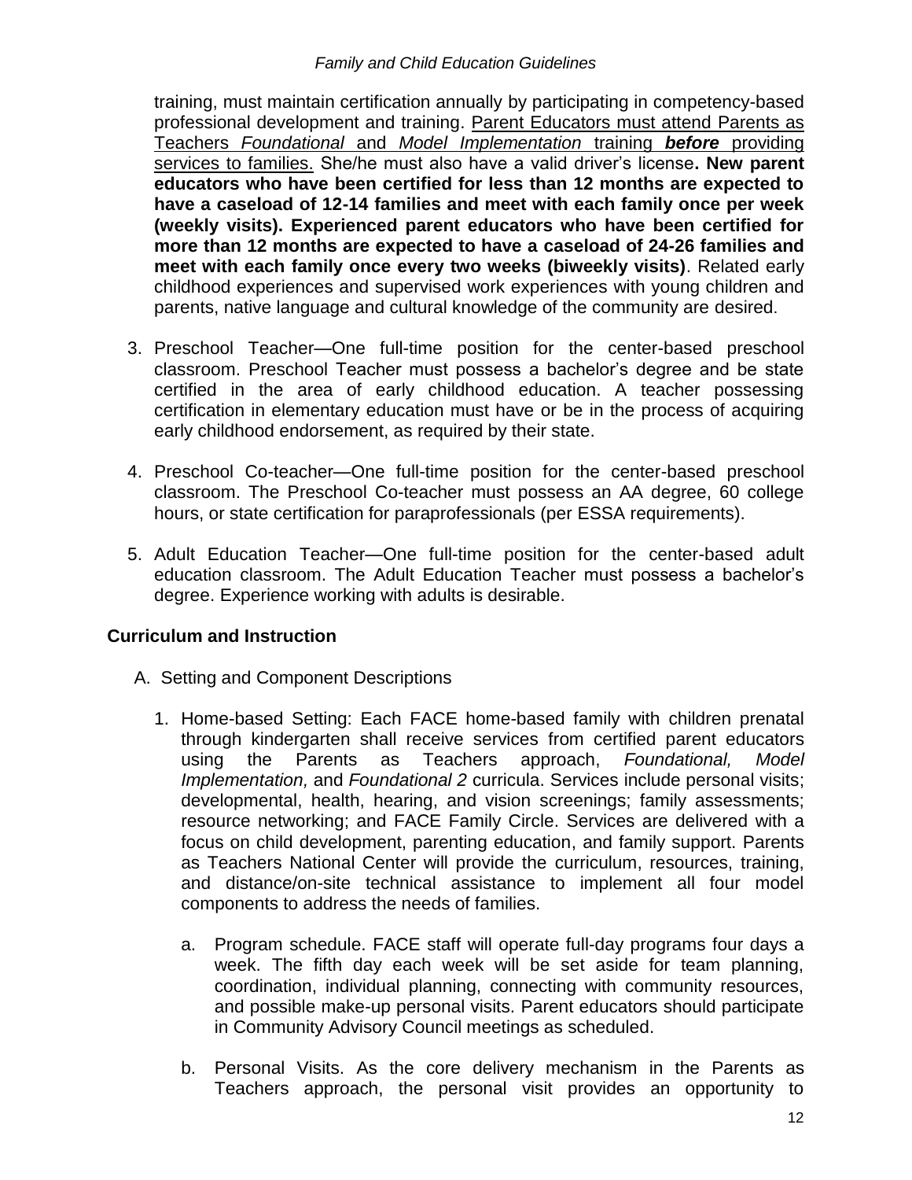training, must maintain certification annually by participating in competency-based professional development and training. <u>Parent Educators must attend Parents as Teachers *Foundational* and *Model Implementation* training ***before*** providing services to families.</u> She/he must also have a valid driver's license**. New parent educators who have been certified for less than 12 months are expected to have a caseload of 12-14 families and meet with each family once per week (weekly visits). Experienced parent educators who have been certified for more than 12 months are expected to have a caseload of 24-26 families and meet with each family once every two weeks (biweekly visits)**. Related early childhood experiences and supervised work experiences with young children and parents, native language and cultural knowledge of the community are desired.

3. Preschool Teacher—One full-time position for the center-based preschool classroom. Preschool Teacher must possess a bachelor's degree and be state certified in the area of early childhood education. A teacher possessing certification in elementary education must have or be in the process of acquiring early childhood endorsement, as required by their state.

4. Preschool Co-teacher—One full-time position for the center-based preschool classroom. The Preschool Co-teacher must possess an AA degree, 60 college hours, or state certification for paraprofessionals (per ESSA requirements).

5. Adult Education Teacher—One full-time position for the center-based adult education classroom. The Adult Education Teacher must possess a bachelor's degree. Experience working with adults is desirable.

## Curriculum and Instruction

A. Setting and Component Descriptions

1. Home-based Setting: Each FACE home-based family with children prenatal through kindergarten shall receive services from certified parent educators using the Parents as Teachers approach, *Foundational, Model Implementation,* and *Foundational 2* curricula. Services include personal visits; developmental, health, hearing, and vision screenings; family assessments; resource networking; and FACE Family Circle. Services are delivered with a focus on child development, parenting education, and family support. Parents as Teachers National Center will provide the curriculum, resources, training, and distance/on-site technical assistance to implement all four model components to address the needs of families.

   a. Program schedule. FACE staff will operate full-day programs four days a week. The fifth day each week will be set aside for team planning, coordination, individual planning, connecting with community resources, and possible make-up personal visits. Parent educators should participate in Community Advisory Council meetings as scheduled.

   b. Personal Visits. As the core delivery mechanism in the Parents as Teachers approach, the personal visit provides an opportunity to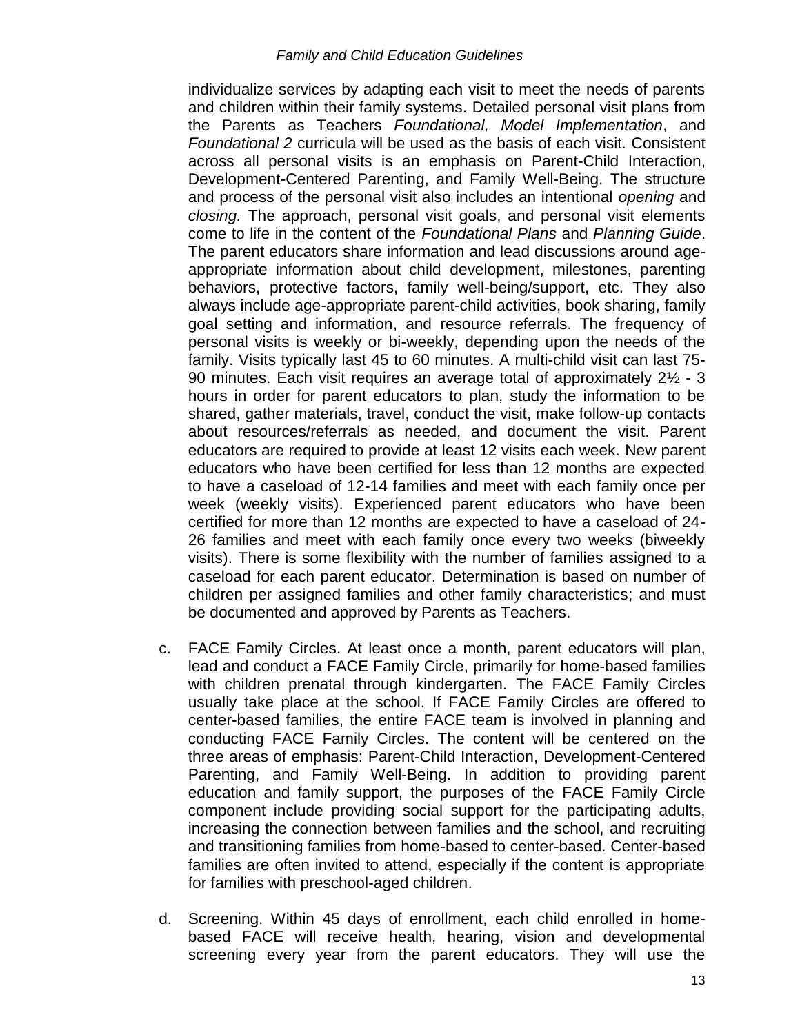individualize services by adapting each visit to meet the needs of parents and children within their family systems. Detailed personal visit plans from the Parents as Teachers *Foundational, Model Implementation*, and *Foundational 2* curricula will be used as the basis of each visit. Consistent across all personal visits is an emphasis on Parent-Child Interaction, Development-Centered Parenting, and Family Well-Being. The structure and process of the personal visit also includes an intentional *opening* and *closing.* The approach, personal visit goals, and personal visit elements come to life in the content of the *Foundational Plans* and *Planning Guide*. The parent educators share information and lead discussions around age-appropriate information about child development, milestones, parenting behaviors, protective factors, family well-being/support, etc. They also always include age-appropriate parent-child activities, book sharing, family goal setting and information, and resource referrals. The frequency of personal visits is weekly or bi-weekly, depending upon the needs of the family. Visits typically last 45 to 60 minutes. A multi-child visit can last 75-90 minutes. Each visit requires an average total of approximately 2½ - 3 hours in order for parent educators to plan, study the information to be shared, gather materials, travel, conduct the visit, make follow-up contacts about resources/referrals as needed, and document the visit. Parent educators are required to provide at least 12 visits each week. New parent educators who have been certified for less than 12 months are expected to have a caseload of 12-14 families and meet with each family once per week (weekly visits). Experienced parent educators who have been certified for more than 12 months are expected to have a caseload of 24-26 families and meet with each family once every two weeks (biweekly visits). There is some flexibility with the number of families assigned to a caseload for each parent educator. Determination is based on number of children per assigned families and other family characteristics; and must be documented and approved by Parents as Teachers.

c. FACE Family Circles. At least once a month, parent educators will plan, lead and conduct a FACE Family Circle, primarily for home-based families with children prenatal through kindergarten. The FACE Family Circles usually take place at the school. If FACE Family Circles are offered to center-based families, the entire FACE team is involved in planning and conducting FACE Family Circles. The content will be centered on the three areas of emphasis: Parent-Child Interaction, Development-Centered Parenting, and Family Well-Being. In addition to providing parent education and family support, the purposes of the FACE Family Circle component include providing social support for the participating adults, increasing the connection between families and the school, and recruiting and transitioning families from home-based to center-based. Center-based families are often invited to attend, especially if the content is appropriate for families with preschool-aged children.

d. Screening. Within 45 days of enrollment, each child enrolled in home-based FACE will receive health, hearing, vision and developmental screening every year from the parent educators. They will use the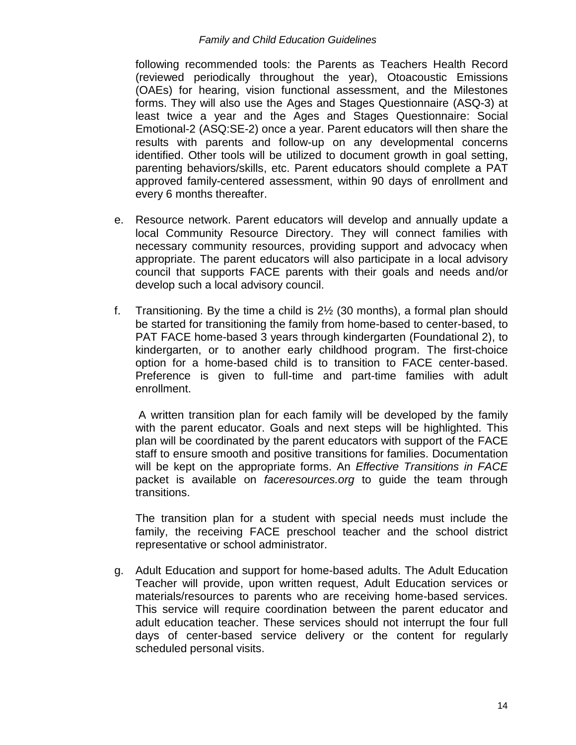following recommended tools: the Parents as Teachers Health Record (reviewed periodically throughout the year), Otoacoustic Emissions (OAEs) for hearing, vision functional assessment, and the Milestones forms. They will also use the Ages and Stages Questionnaire (ASQ-3) at least twice a year and the Ages and Stages Questionnaire: Social Emotional-2 (ASQ:SE-2) once a year. Parent educators will then share the results with parents and follow-up on any developmental concerns identified. Other tools will be utilized to document growth in goal setting, parenting behaviors/skills, etc. Parent educators should complete a PAT approved family-centered assessment, within 90 days of enrollment and every 6 months thereafter.

e. Resource network. Parent educators will develop and annually update a local Community Resource Directory. They will connect families with necessary community resources, providing support and advocacy when appropriate. The parent educators will also participate in a local advisory council that supports FACE parents with their goals and needs and/or develop such a local advisory council.

f. Transitioning. By the time a child is 2½ (30 months), a formal plan should be started for transitioning the family from home-based to center-based, to PAT FACE home-based 3 years through kindergarten (Foundational 2), to kindergarten, or to another early childhood program. The first-choice option for a home-based child is to transition to FACE center-based. Preference is given to full-time and part-time families with adult enrollment.

   A written transition plan for each family will be developed by the family with the parent educator. Goals and next steps will be highlighted. This plan will be coordinated by the parent educators with support of the FACE staff to ensure smooth and positive transitions for families. Documentation will be kept on the appropriate forms. An *Effective Transitions in FACE* packet is available on *faceresources.org* to guide the team through transitions.

   The transition plan for a student with special needs must include the family, the receiving FACE preschool teacher and the school district representative or school administrator.

g. Adult Education and support for home-based adults. The Adult Education Teacher will provide, upon written request, Adult Education services or materials/resources to parents who are receiving home-based services. This service will require coordination between the parent educator and adult education teacher. These services should not interrupt the four full days of center-based service delivery or the content for regularly scheduled personal visits.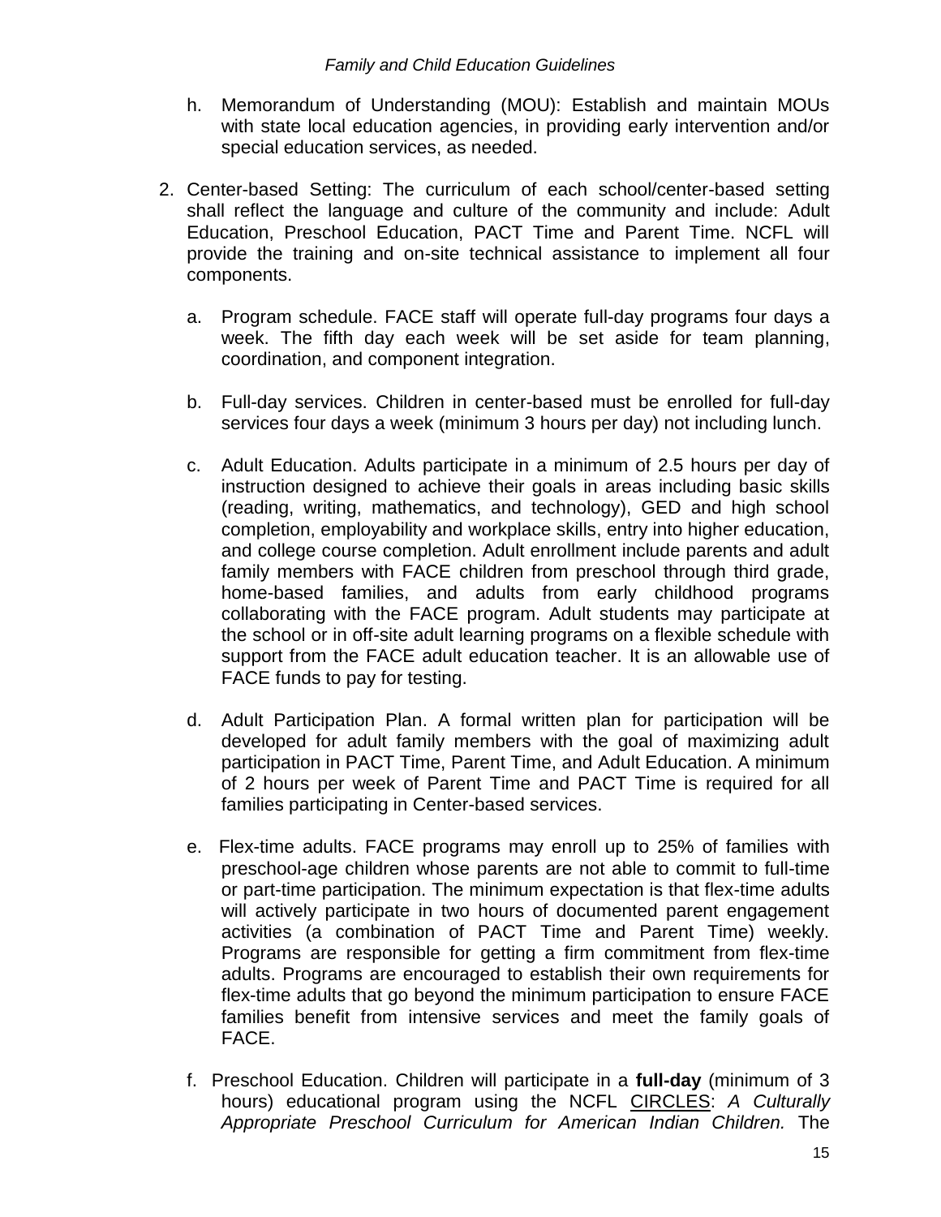h. Memorandum of Understanding (MOU): Establish and maintain MOUs with state local education agencies, in providing early intervention and/or special education services, as needed.

2. Center-based Setting: The curriculum of each school/center-based setting shall reflect the language and culture of the community and include: Adult Education, Preschool Education, PACT Time and Parent Time. NCFL will provide the training and on-site technical assistance to implement all four components.

   a. Program schedule. FACE staff will operate full-day programs four days a week. The fifth day each week will be set aside for team planning, coordination, and component integration.

   b. Full-day services. Children in center-based must be enrolled for full-day services four days a week (minimum 3 hours per day) not including lunch.

   c. Adult Education. Adults participate in a minimum of 2.5 hours per day of instruction designed to achieve their goals in areas including basic skills (reading, writing, mathematics, and technology), GED and high school completion, employability and workplace skills, entry into higher education, and college course completion. Adult enrollment include parents and adult family members with FACE children from preschool through third grade, home-based families, and adults from early childhood programs collaborating with the FACE program. Adult students may participate at the school or in off-site adult learning programs on a flexible schedule with support from the FACE adult education teacher. It is an allowable use of FACE funds to pay for testing.

   d. Adult Participation Plan. A formal written plan for participation will be developed for adult family members with the goal of maximizing adult participation in PACT Time, Parent Time, and Adult Education. A minimum of 2 hours per week of Parent Time and PACT Time is required for all families participating in Center-based services.

   e. Flex-time adults. FACE programs may enroll up to 25% of families with preschool-age children whose parents are not able to commit to full-time or part-time participation. The minimum expectation is that flex-time adults will actively participate in two hours of documented parent engagement activities (a combination of PACT Time and Parent Time) weekly. Programs are responsible for getting a firm commitment from flex-time adults. Programs are encouraged to establish their own requirements for flex-time adults that go beyond the minimum participation to ensure FACE families benefit from intensive services and meet the family goals of FACE.

   f. Preschool Education. Children will participate in a **full-day** (minimum of 3 hours) educational program using the NCFL CIRCLES: *A Culturally Appropriate Preschool Curriculum for American Indian Children.* The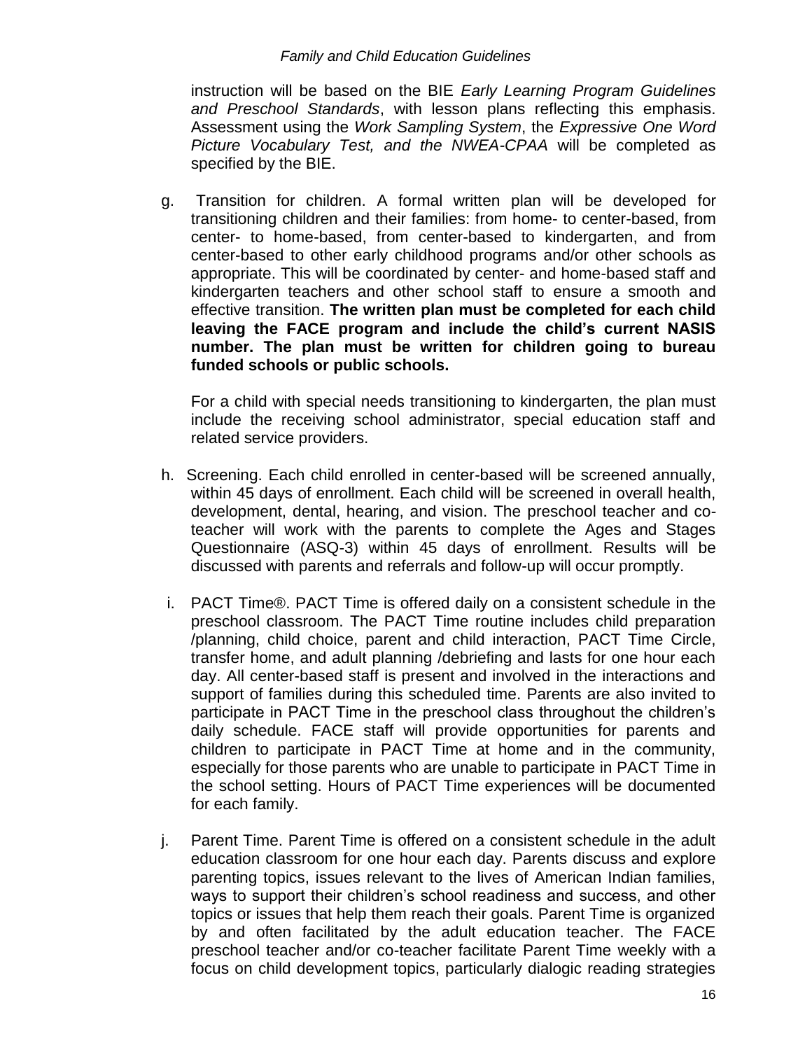instruction will be based on the BIE *Early Learning Program Guidelines and Preschool Standards*, with lesson plans reflecting this emphasis. Assessment using the *Work Sampling System*, the *Expressive One Word Picture Vocabulary Test, and the NWEA-CPAA* will be completed as specified by the BIE.

g. Transition for children. A formal written plan will be developed for transitioning children and their families: from home- to center-based, from center- to home-based, from center-based to kindergarten, and from center-based to other early childhood programs and/or other schools as appropriate. This will be coordinated by center- and home-based staff and kindergarten teachers and other school staff to ensure a smooth and effective transition. **The written plan must be completed for each child leaving the FACE program and include the child's current NASIS number. The plan must be written for children going to bureau funded schools or public schools.**

   For a child with special needs transitioning to kindergarten, the plan must include the receiving school administrator, special education staff and related service providers.

h. Screening. Each child enrolled in center-based will be screened annually, within 45 days of enrollment. Each child will be screened in overall health, development, dental, hearing, and vision. The preschool teacher and co-teacher will work with the parents to complete the Ages and Stages Questionnaire (ASQ-3) within 45 days of enrollment. Results will be discussed with parents and referrals and follow-up will occur promptly.

i. PACT Time®. PACT Time is offered daily on a consistent schedule in the preschool classroom. The PACT Time routine includes child preparation /planning, child choice, parent and child interaction, PACT Time Circle, transfer home, and adult planning /debriefing and lasts for one hour each day. All center-based staff is present and involved in the interactions and support of families during this scheduled time. Parents are also invited to participate in PACT Time in the preschool class throughout the children's daily schedule. FACE staff will provide opportunities for parents and children to participate in PACT Time at home and in the community, especially for those parents who are unable to participate in PACT Time in the school setting. Hours of PACT Time experiences will be documented for each family.

j. Parent Time. Parent Time is offered on a consistent schedule in the adult education classroom for one hour each day. Parents discuss and explore parenting topics, issues relevant to the lives of American Indian families, ways to support their children's school readiness and success, and other topics or issues that help them reach their goals. Parent Time is organized by and often facilitated by the adult education teacher. The FACE preschool teacher and/or co-teacher facilitate Parent Time weekly with a focus on child development topics, particularly dialogic reading strategies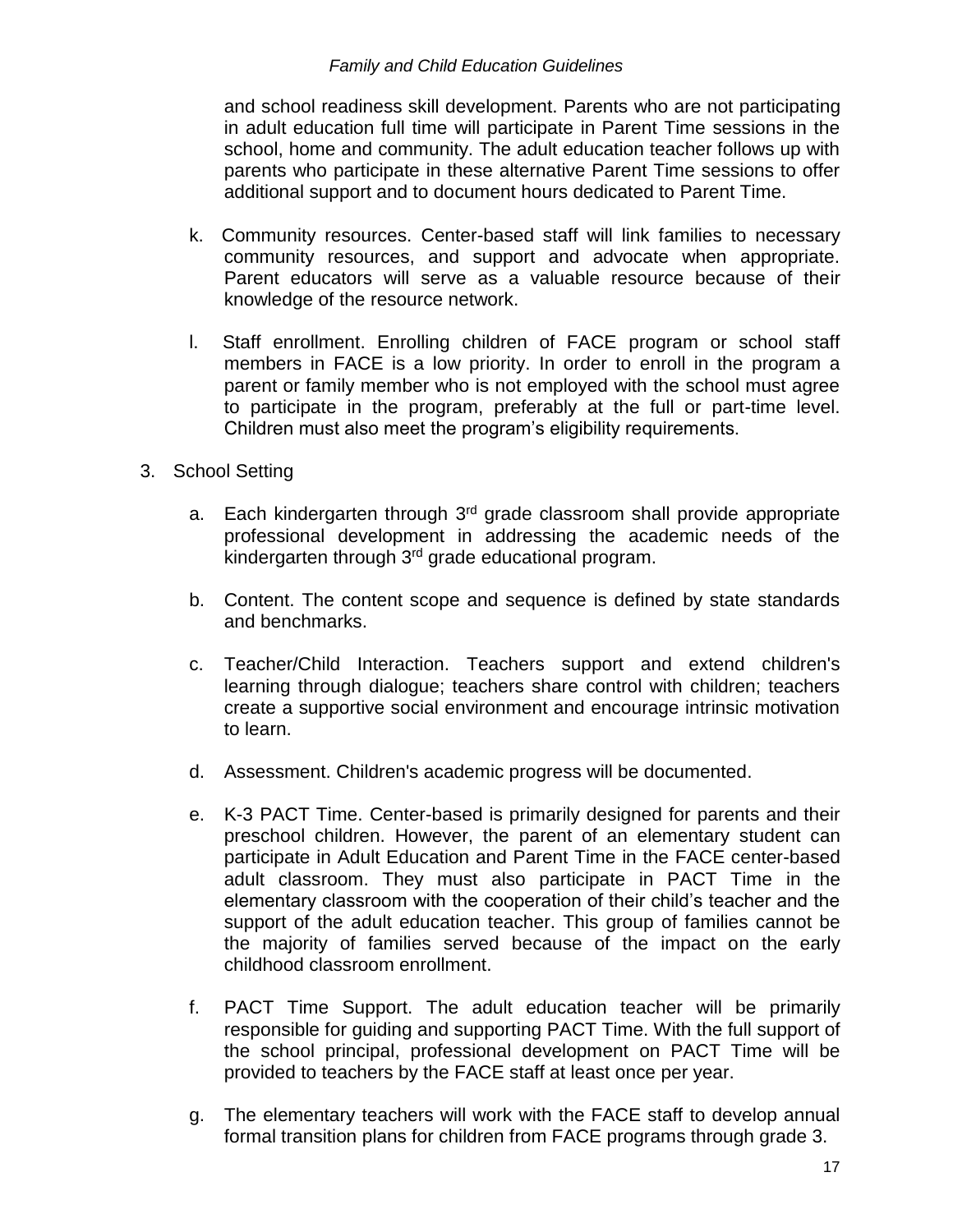and school readiness skill development. Parents who are not participating in adult education full time will participate in Parent Time sessions in the school, home and community. The adult education teacher follows up with parents who participate in these alternative Parent Time sessions to offer additional support and to document hours dedicated to Parent Time.

k. Community resources. Center-based staff will link families to necessary community resources, and support and advocate when appropriate. Parent educators will serve as a valuable resource because of their knowledge of the resource network.

l. Staff enrollment. Enrolling children of FACE program or school staff members in FACE is a low priority. In order to enroll in the program a parent or family member who is not employed with the school must agree to participate in the program, preferably at the full or part-time level. Children must also meet the program's eligibility requirements.

3. School Setting

   a. Each kindergarten through 3rd grade classroom shall provide appropriate professional development in addressing the academic needs of the kindergarten through 3rd grade educational program.

   b. Content. The content scope and sequence is defined by state standards and benchmarks.

   c. Teacher/Child Interaction. Teachers support and extend children's learning through dialogue; teachers share control with children; teachers create a supportive social environment and encourage intrinsic motivation to learn.

   d. Assessment. Children's academic progress will be documented.

   e. K-3 PACT Time. Center-based is primarily designed for parents and their preschool children. However, the parent of an elementary student can participate in Adult Education and Parent Time in the FACE center-based adult classroom. They must also participate in PACT Time in the elementary classroom with the cooperation of their child's teacher and the support of the adult education teacher. This group of families cannot be the majority of families served because of the impact on the early childhood classroom enrollment.

   f. PACT Time Support. The adult education teacher will be primarily responsible for guiding and supporting PACT Time. With the full support of the school principal, professional development on PACT Time will be provided to teachers by the FACE staff at least once per year.

   g. The elementary teachers will work with the FACE staff to develop annual formal transition plans for children from FACE programs through grade 3.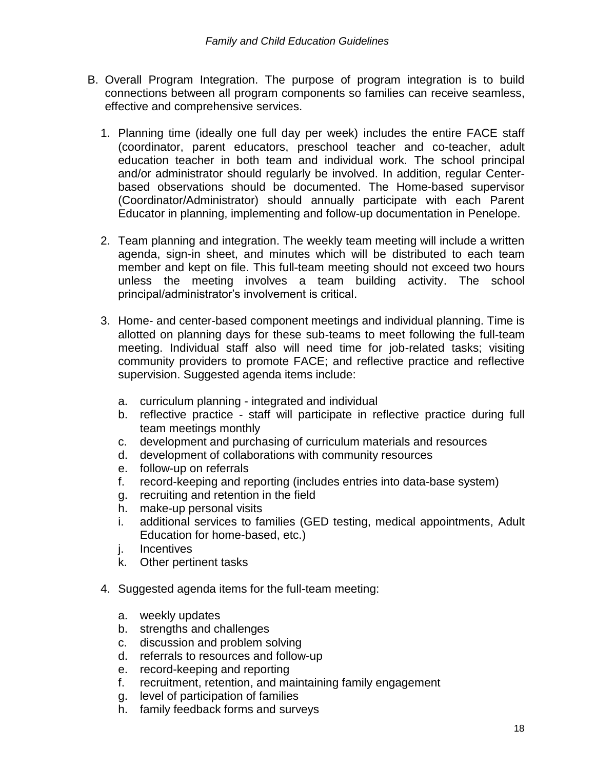B. Overall Program Integration. The purpose of program integration is to build connections between all program components so families can receive seamless, effective and comprehensive services.

1. Planning time (ideally one full day per week) includes the entire FACE staff (coordinator, parent educators, preschool teacher and co-teacher, adult education teacher in both team and individual work. The school principal and/or administrator should regularly be involved. In addition, regular Center-based observations should be documented. The Home-based supervisor (Coordinator/Administrator) should annually participate with each Parent Educator in planning, implementing and follow-up documentation in Penelope.

2. Team planning and integration. The weekly team meeting will include a written agenda, sign-in sheet, and minutes which will be distributed to each team member and kept on file. This full-team meeting should not exceed two hours unless the meeting involves a team building activity. The school principal/administrator's involvement is critical.

3. Home- and center-based component meetings and individual planning. Time is allotted on planning days for these sub-teams to meet following the full-team meeting. Individual staff also will need time for job-related tasks; visiting community providers to promote FACE; and reflective practice and reflective supervision. Suggested agenda items include:

   a. curriculum planning - integrated and individual
   b. reflective practice - staff will participate in reflective practice during full team meetings monthly
   c. development and purchasing of curriculum materials and resources
   d. development of collaborations with community resources
   e. follow-up on referrals
   f. record-keeping and reporting (includes entries into data-base system)
   g. recruiting and retention in the field
   h. make-up personal visits
   i. additional services to families (GED testing, medical appointments, Adult Education for home-based, etc.)
   j. Incentives
   k. Other pertinent tasks

4. Suggested agenda items for the full-team meeting:

   a. weekly updates
   b. strengths and challenges
   c. discussion and problem solving
   d. referrals to resources and follow-up
   e. record-keeping and reporting
   f. recruitment, retention, and maintaining family engagement
   g. level of participation of families
   h. family feedback forms and surveys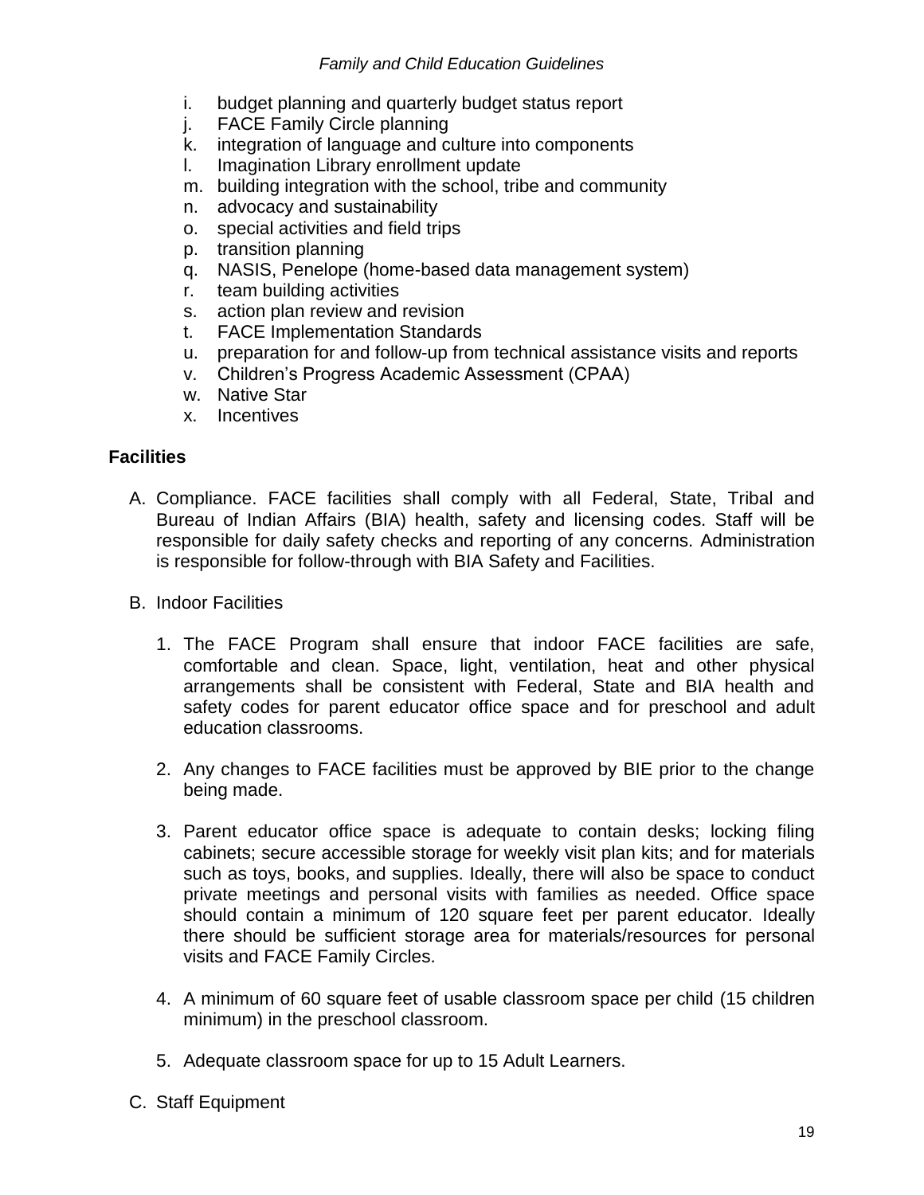i. budget planning and quarterly budget status report
j. FACE Family Circle planning
k. integration of language and culture into components
l. Imagination Library enrollment update
m. building integration with the school, tribe and community
n. advocacy and sustainability
o. special activities and field trips
p. transition planning
q. NASIS, Penelope (home-based data management system)
r. team building activities
s. action plan review and revision
t. FACE Implementation Standards
u. preparation for and follow-up from technical assistance visits and reports
v. Children's Progress Academic Assessment (CPAA)
w. Native Star
x. Incentives

## Facilities

A. Compliance. FACE facilities shall comply with all Federal, State, Tribal and Bureau of Indian Affairs (BIA) health, safety and licensing codes. Staff will be responsible for daily safety checks and reporting of any concerns. Administration is responsible for follow-through with BIA Safety and Facilities.

B. Indoor Facilities

   1. The FACE Program shall ensure that indoor FACE facilities are safe, comfortable and clean. Space, light, ventilation, heat and other physical arrangements shall be consistent with Federal, State and BIA health and safety codes for parent educator office space and for preschool and adult education classrooms.

   2. Any changes to FACE facilities must be approved by BIE prior to the change being made.

   3. Parent educator office space is adequate to contain desks; locking filing cabinets; secure accessible storage for weekly visit plan kits; and for materials such as toys, books, and supplies. Ideally, there will also be space to conduct private meetings and personal visits with families as needed. Office space should contain a minimum of 120 square feet per parent educator. Ideally there should be sufficient storage area for materials/resources for personal visits and FACE Family Circles.

   4. A minimum of 60 square feet of usable classroom space per child (15 children minimum) in the preschool classroom.

   5. Adequate classroom space for up to 15 Adult Learners.

C. Staff Equipment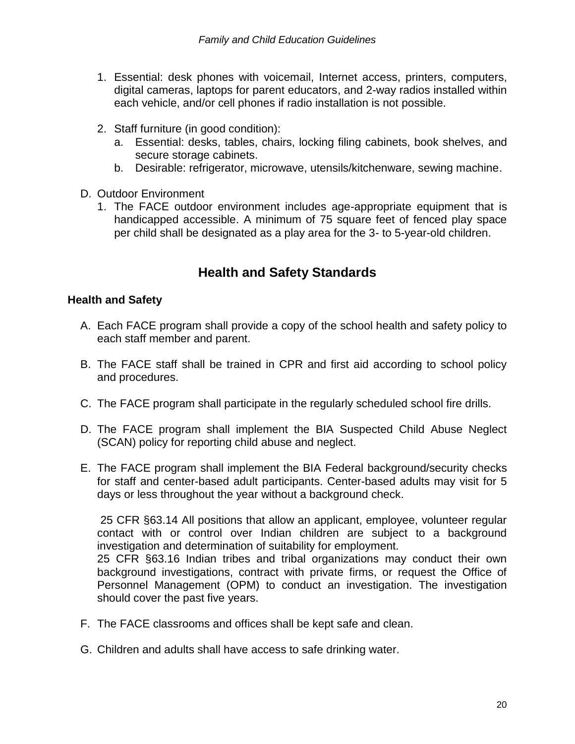1. Essential: desk phones with voicemail, Internet access, printers, computers, digital cameras, laptops for parent educators, and 2-way radios installed within each vehicle, and/or cell phones if radio installation is not possible.

2. Staff furniture (in good condition):
   a. Essential: desks, tables, chairs, locking filing cabinets, book shelves, and secure storage cabinets.
   b. Desirable: refrigerator, microwave, utensils/kitchenware, sewing machine.

D. Outdoor Environment

1. The FACE outdoor environment includes age-appropriate equipment that is handicapped accessible. A minimum of 75 square feet of fenced play space per child shall be designated as a play area for the 3- to 5-year-old children.

## Health and Safety Standards

### Health and Safety

A. Each FACE program shall provide a copy of the school health and safety policy to each staff member and parent.

B. The FACE staff shall be trained in CPR and first aid according to school policy and procedures.

C. The FACE program shall participate in the regularly scheduled school fire drills.

D. The FACE program shall implement the BIA Suspected Child Abuse Neglect (SCAN) policy for reporting child abuse and neglect.

E. The FACE program shall implement the BIA Federal background/security checks for staff and center-based adult participants. Center-based adults may visit for 5 days or less throughout the year without a background check.

   25 CFR §63.14 All positions that allow an applicant, employee, volunteer regular contact with or control over Indian children are subject to a background investigation and determination of suitability for employment.
   25 CFR §63.16 Indian tribes and tribal organizations may conduct their own background investigations, contract with private firms, or request the Office of Personnel Management (OPM) to conduct an investigation. The investigation should cover the past five years.

F. The FACE classrooms and offices shall be kept safe and clean.

G. Children and adults shall have access to safe drinking water.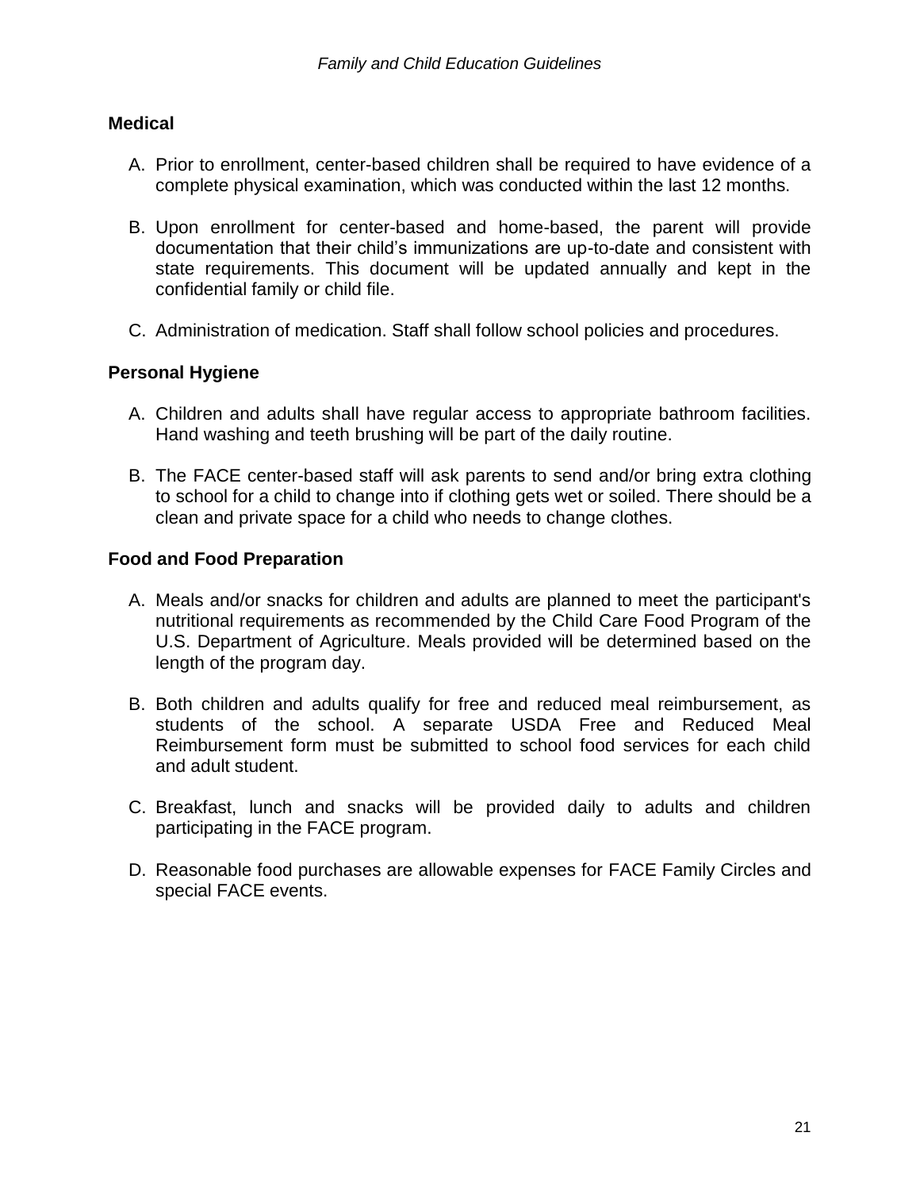## Medical

A. Prior to enrollment, center-based children shall be required to have evidence of a complete physical examination, which was conducted within the last 12 months.

B. Upon enrollment for center-based and home-based, the parent will provide documentation that their child's immunizations are up-to-date and consistent with state requirements. This document will be updated annually and kept in the confidential family or child file.

C. Administration of medication. Staff shall follow school policies and procedures.

## Personal Hygiene

A. Children and adults shall have regular access to appropriate bathroom facilities. Hand washing and teeth brushing will be part of the daily routine.

B. The FACE center-based staff will ask parents to send and/or bring extra clothing to school for a child to change into if clothing gets wet or soiled. There should be a clean and private space for a child who needs to change clothes.

## Food and Food Preparation

A. Meals and/or snacks for children and adults are planned to meet the participant's nutritional requirements as recommended by the Child Care Food Program of the U.S. Department of Agriculture. Meals provided will be determined based on the length of the program day.

B. Both children and adults qualify for free and reduced meal reimbursement, as students of the school. A separate USDA Free and Reduced Meal Reimbursement form must be submitted to school food services for each child and adult student.

C. Breakfast, lunch and snacks will be provided daily to adults and children participating in the FACE program.

D. Reasonable food purchases are allowable expenses for FACE Family Circles and special FACE events.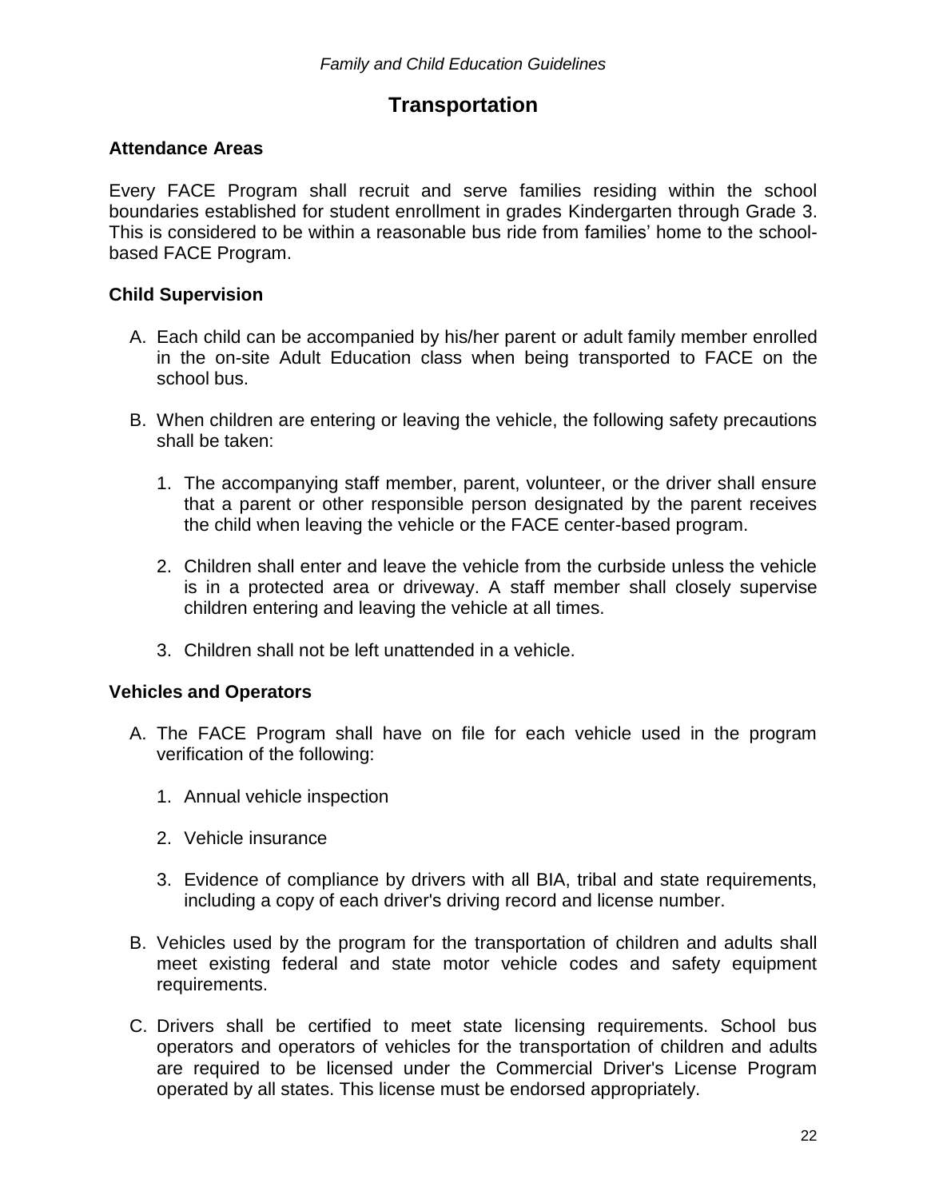# Transportation

### Attendance Areas

Every FACE Program shall recruit and serve families residing within the school boundaries established for student enrollment in grades Kindergarten through Grade 3. This is considered to be within a reasonable bus ride from families' home to the school-based FACE Program.

### Child Supervision

A. Each child can be accompanied by his/her parent or adult family member enrolled in the on-site Adult Education class when being transported to FACE on the school bus.

B. When children are entering or leaving the vehicle, the following safety precautions shall be taken:

   1. The accompanying staff member, parent, volunteer, or the driver shall ensure that a parent or other responsible person designated by the parent receives the child when leaving the vehicle or the FACE center-based program.

   2. Children shall enter and leave the vehicle from the curbside unless the vehicle is in a protected area or driveway. A staff member shall closely supervise children entering and leaving the vehicle at all times.

   3. Children shall not be left unattended in a vehicle.

### Vehicles and Operators

A. The FACE Program shall have on file for each vehicle used in the program verification of the following:

   1. Annual vehicle inspection

   2. Vehicle insurance

   3. Evidence of compliance by drivers with all BIA, tribal and state requirements, including a copy of each driver's driving record and license number.

B. Vehicles used by the program for the transportation of children and adults shall meet existing federal and state motor vehicle codes and safety equipment requirements.

C. Drivers shall be certified to meet state licensing requirements. School bus operators and operators of vehicles for the transportation of children and adults are required to be licensed under the Commercial Driver's License Program operated by all states. This license must be endorsed appropriately.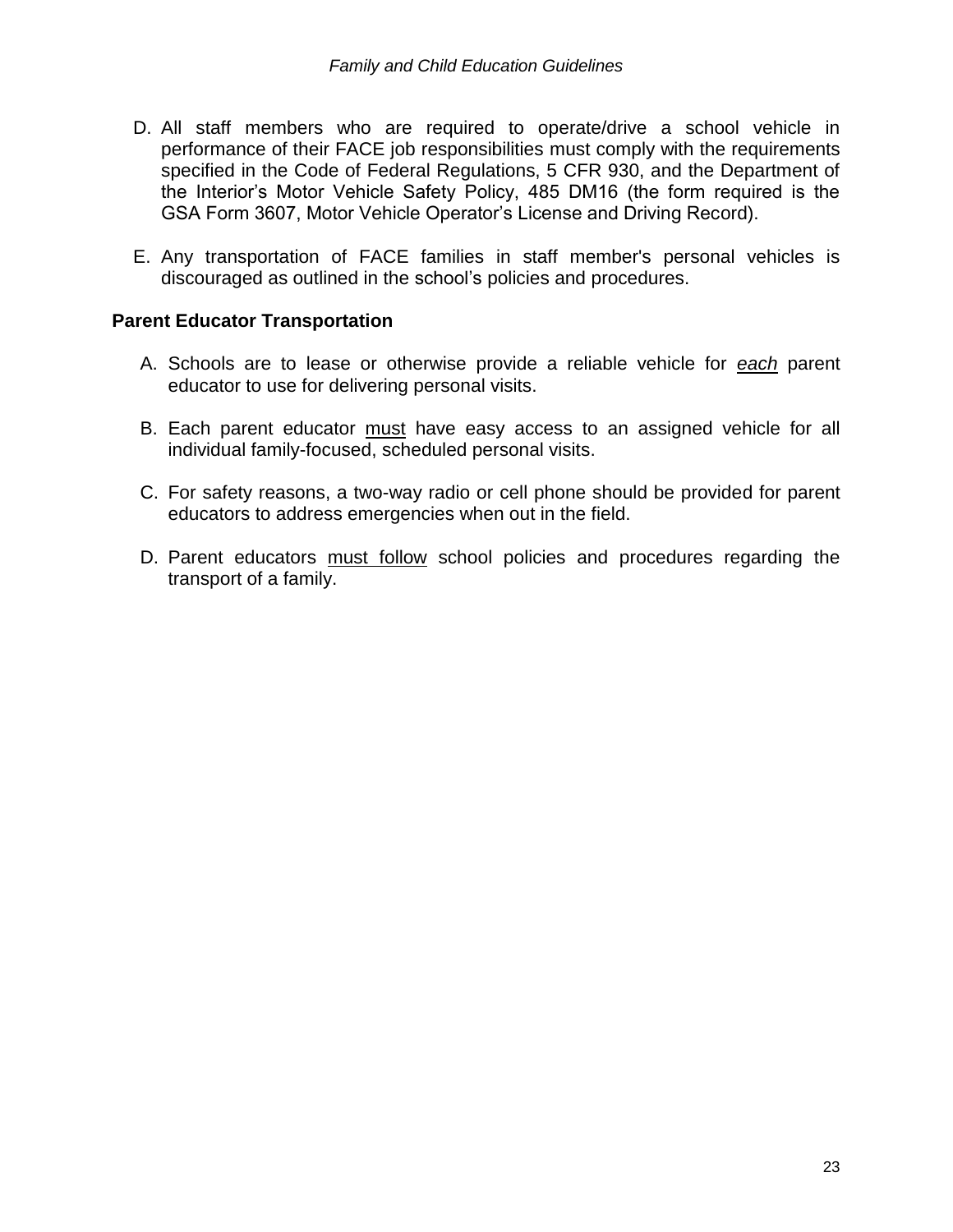D. All staff members who are required to operate/drive a school vehicle in performance of their FACE job responsibilities must comply with the requirements specified in the Code of Federal Regulations, 5 CFR 930, and the Department of the Interior's Motor Vehicle Safety Policy, 485 DM16 (the form required is the GSA Form 3607, Motor Vehicle Operator's License and Driving Record).

E. Any transportation of FACE families in staff member's personal vehicles is discouraged as outlined in the school's policies and procedures.

### Parent Educator Transportation

A. Schools are to lease or otherwise provide a reliable vehicle for ***each*** parent educator to use for delivering personal visits.

B. Each parent educator <u>must</u> have easy access to an assigned vehicle for all individual family-focused, scheduled personal visits.

C. For safety reasons, a two-way radio or cell phone should be provided for parent educators to address emergencies when out in the field.

D. Parent educators <u>must follow</u> school policies and procedures regarding the transport of a family.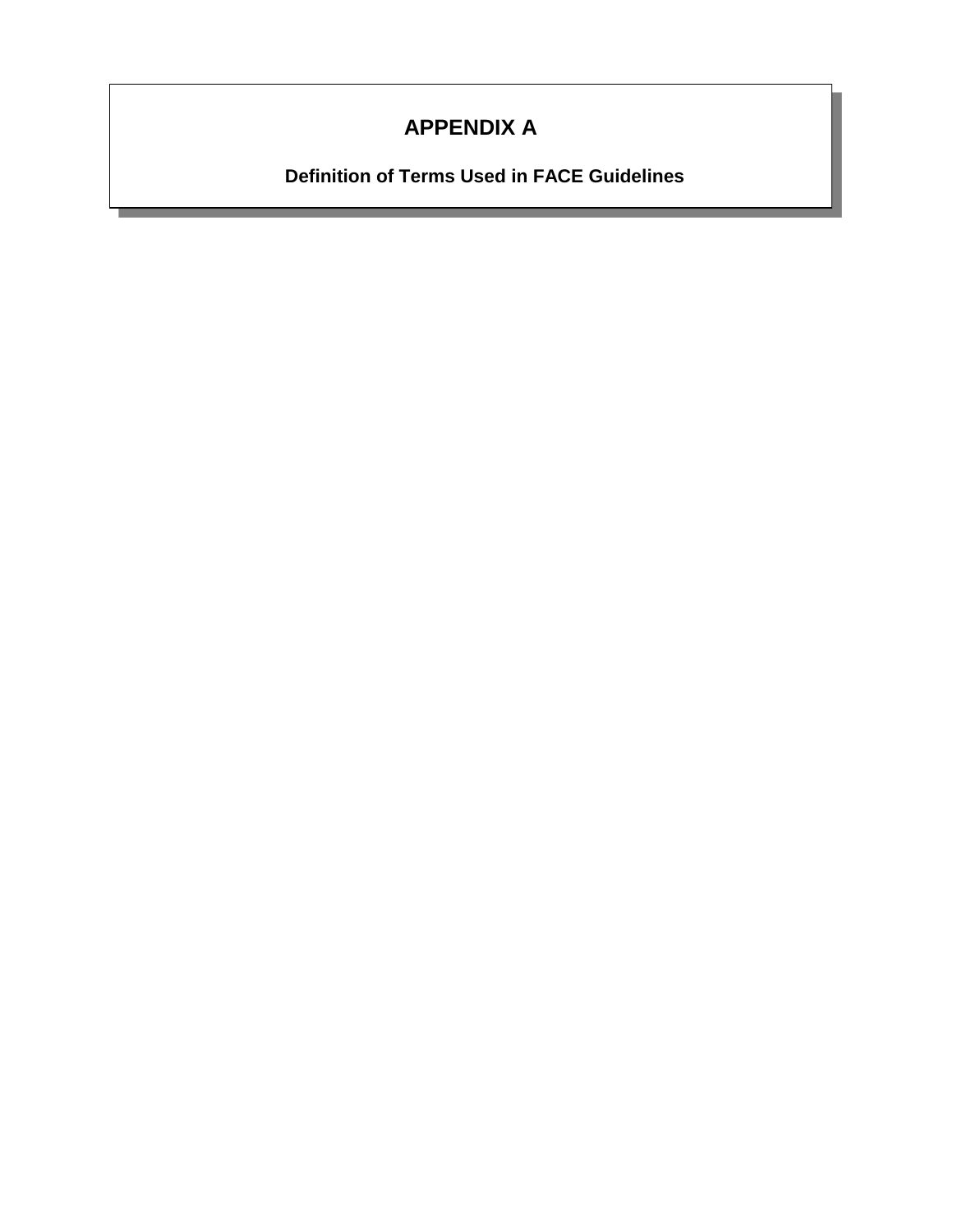# APPENDIX A

## Definition of Terms Used in FACE Guidelines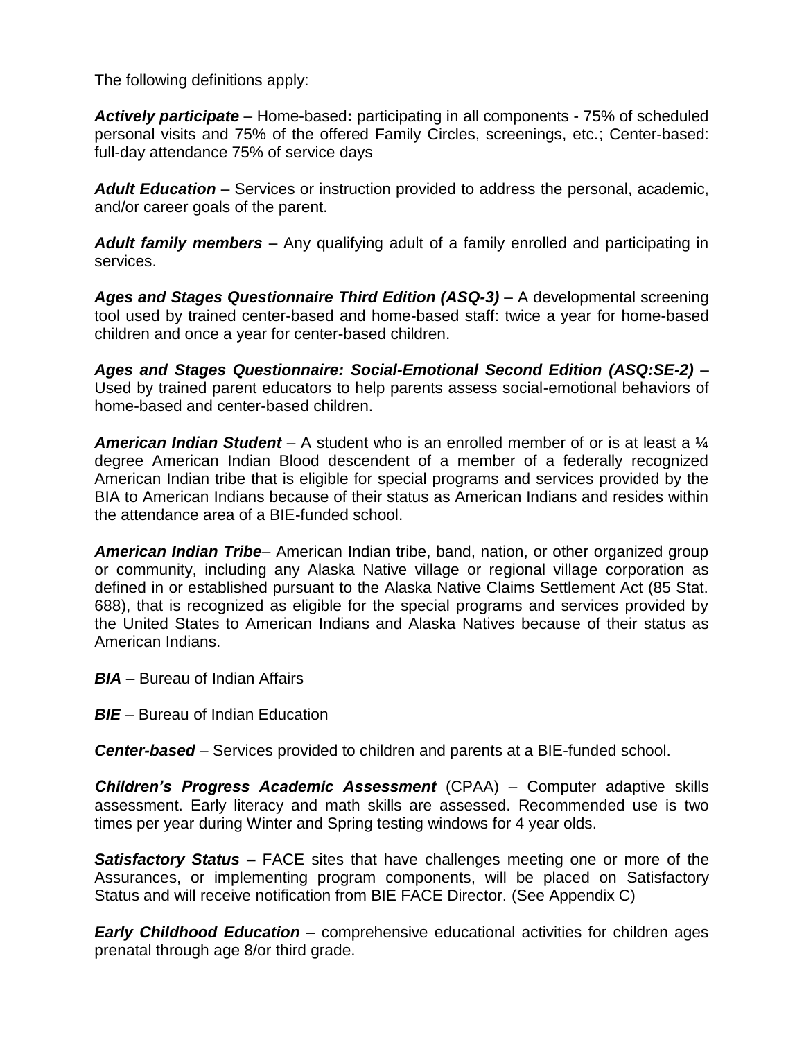The following definitions apply:

***Actively participate*** – Home-based**:** participating in all components - 75% of scheduled personal visits and 75% of the offered Family Circles, screenings, etc.; Center-based: full-day attendance 75% of service days

***Adult Education*** – Services or instruction provided to address the personal, academic, and/or career goals of the parent.

***Adult family members*** – Any qualifying adult of a family enrolled and participating in services.

***Ages and Stages Questionnaire Third Edition (ASQ-3)*** – A developmental screening tool used by trained center-based and home-based staff: twice a year for home-based children and once a year for center-based children.

***Ages and Stages Questionnaire: Social-Emotional Second Edition (ASQ:SE-2)*** – Used by trained parent educators to help parents assess social-emotional behaviors of home-based and center-based children.

***American Indian Student*** – A student who is an enrolled member of or is at least a ¼ degree American Indian Blood descendent of a member of a federally recognized American Indian tribe that is eligible for special programs and services provided by the BIA to American Indians because of their status as American Indians and resides within the attendance area of a BIE-funded school.

***American Indian Tribe***– American Indian tribe, band, nation, or other organized group or community, including any Alaska Native village or regional village corporation as defined in or established pursuant to the Alaska Native Claims Settlement Act (85 Stat. 688), that is recognized as eligible for the special programs and services provided by the United States to American Indians and Alaska Natives because of their status as American Indians.

***BIA*** – Bureau of Indian Affairs

***BIE*** – Bureau of Indian Education

***Center-based*** – Services provided to children and parents at a BIE-funded school.

***Children's Progress Academic Assessment*** (CPAA) – Computer adaptive skills assessment. Early literacy and math skills are assessed. Recommended use is two times per year during Winter and Spring testing windows for 4 year olds.

***Satisfactory Status –*** FACE sites that have challenges meeting one or more of the Assurances, or implementing program components, will be placed on Satisfactory Status and will receive notification from BIE FACE Director. (See Appendix C)

***Early Childhood Education*** – comprehensive educational activities for children ages prenatal through age 8/or third grade.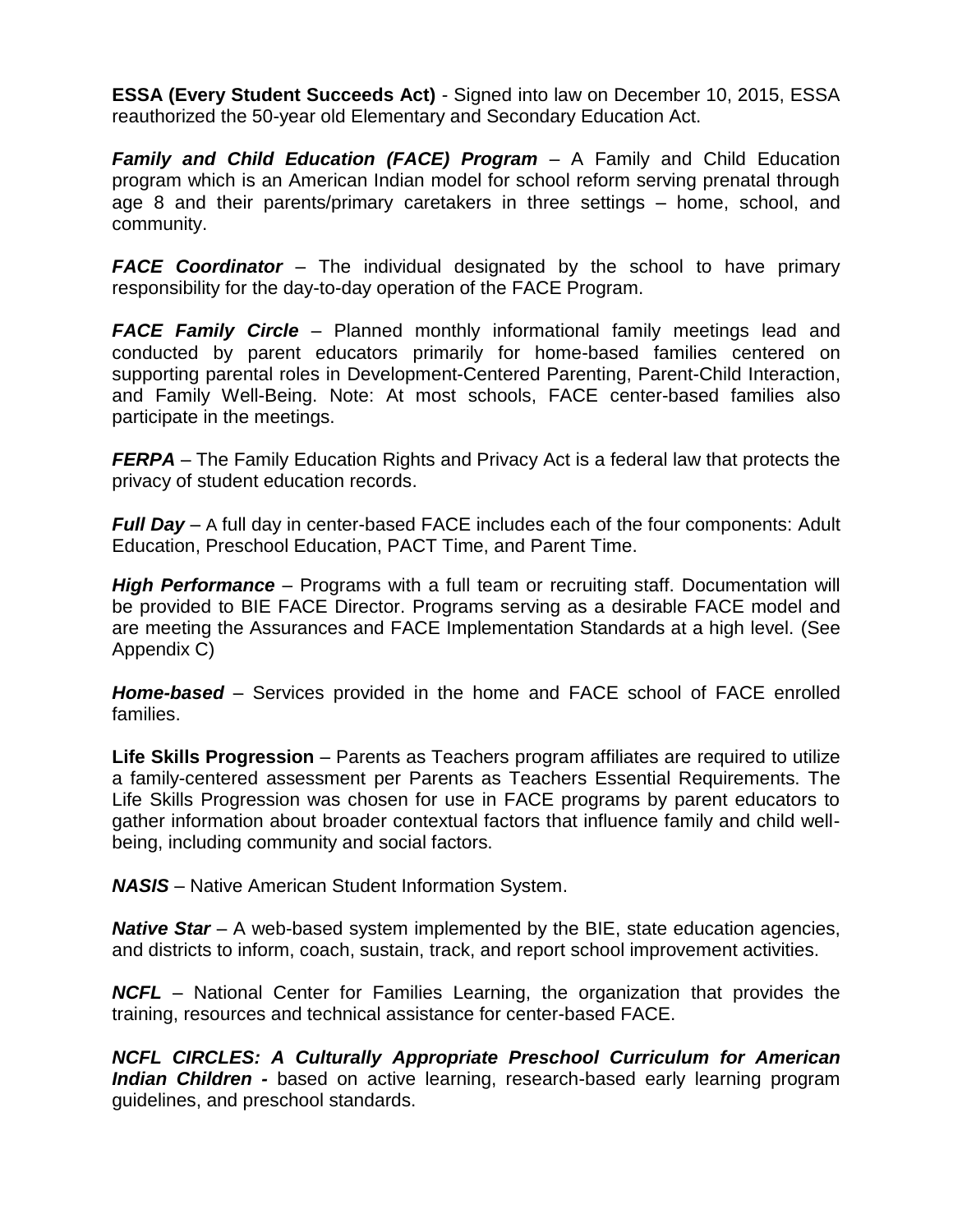**ESSA (Every Student Succeeds Act)** - Signed into law on December 10, 2015, ESSA reauthorized the 50-year old Elementary and Secondary Education Act.

***Family and Child Education (FACE) Program*** – A Family and Child Education program which is an American Indian model for school reform serving prenatal through age 8 and their parents/primary caretakers in three settings – home, school, and community.

***FACE Coordinator*** – The individual designated by the school to have primary responsibility for the day-to-day operation of the FACE Program.

***FACE Family Circle*** – Planned monthly informational family meetings lead and conducted by parent educators primarily for home-based families centered on supporting parental roles in Development-Centered Parenting, Parent-Child Interaction, and Family Well-Being. Note: At most schools, FACE center-based families also participate in the meetings.

***FERPA*** – The Family Education Rights and Privacy Act is a federal law that protects the privacy of student education records.

***Full Day*** – A full day in center-based FACE includes each of the four components: Adult Education, Preschool Education, PACT Time, and Parent Time.

***High Performance*** – Programs with a full team or recruiting staff. Documentation will be provided to BIE FACE Director. Programs serving as a desirable FACE model and are meeting the Assurances and FACE Implementation Standards at a high level. (See Appendix C)

***Home-based*** – Services provided in the home and FACE school of FACE enrolled families.

**Life Skills Progression** – Parents as Teachers program affiliates are required to utilize a family-centered assessment per Parents as Teachers Essential Requirements. The Life Skills Progression was chosen for use in FACE programs by parent educators to gather information about broader contextual factors that influence family and child well-being, including community and social factors.

***NASIS*** – Native American Student Information System.

***Native Star*** – A web-based system implemented by the BIE, state education agencies, and districts to inform, coach, sustain, track, and report school improvement activities.

***NCFL*** – National Center for Families Learning, the organization that provides the training, resources and technical assistance for center-based FACE.

***NCFL CIRCLES: A Culturally Appropriate Preschool Curriculum for American Indian Children*** **-** based on active learning, research-based early learning program guidelines, and preschool standards.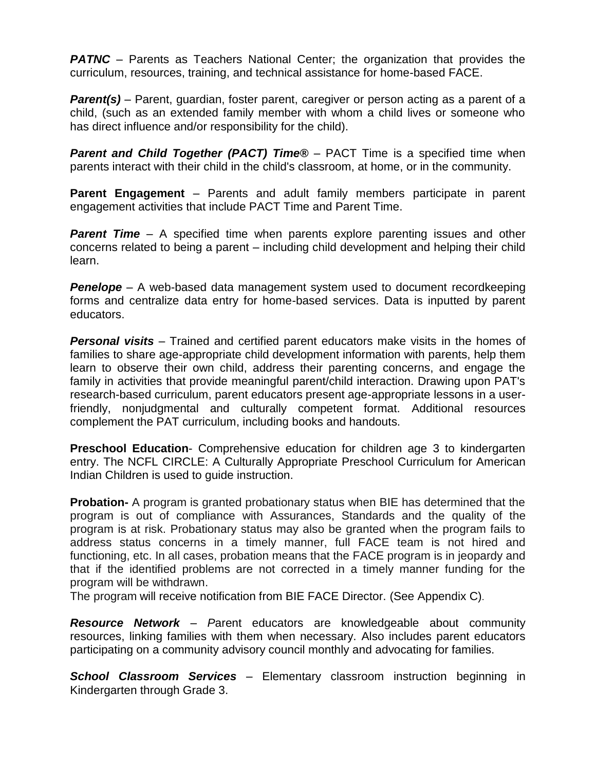***PATNC*** – Parents as Teachers National Center; the organization that provides the curriculum, resources, training, and technical assistance for home-based FACE.

***Parent(s)*** – Parent, guardian, foster parent, caregiver or person acting as a parent of a child, (such as an extended family member with whom a child lives or someone who has direct influence and/or responsibility for the child).

***Parent and Child Together (PACT) Time®*** – PACT Time is a specified time when parents interact with their child in the child's classroom, at home, or in the community.

**Parent Engagement** – Parents and adult family members participate in parent engagement activities that include PACT Time and Parent Time.

***Parent Time*** – A specified time when parents explore parenting issues and other concerns related to being a parent – including child development and helping their child learn.

***Penelope*** – A web-based data management system used to document recordkeeping forms and centralize data entry for home-based services. Data is inputted by parent educators.

***Personal visits*** – Trained and certified parent educators make visits in the homes of families to share age-appropriate child development information with parents, help them learn to observe their own child, address their parenting concerns, and engage the family in activities that provide meaningful parent/child interaction. Drawing upon PAT's research-based curriculum, parent educators present age-appropriate lessons in a user-friendly, nonjudgmental and culturally competent format. Additional resources complement the PAT curriculum, including books and handouts.

**Preschool Education**- Comprehensive education for children age 3 to kindergarten entry. The NCFL CIRCLE: A Culturally Appropriate Preschool Curriculum for American Indian Children is used to guide instruction.

**Probation-** A program is granted probationary status when BIE has determined that the program is out of compliance with Assurances, Standards and the quality of the program is at risk. Probationary status may also be granted when the program fails to address status concerns in a timely manner, full FACE team is not hired and functioning, etc. In all cases, probation means that the FACE program is in jeopardy and that if the identified problems are not corrected in a timely manner funding for the program will be withdrawn.
The program will receive notification from BIE FACE Director. (See Appendix C).

***Resource Network*** – *P*arent educators are knowledgeable about community resources, linking families with them when necessary. Also includes parent educators participating on a community advisory council monthly and advocating for families.

***School Classroom Services*** – Elementary classroom instruction beginning in Kindergarten through Grade 3.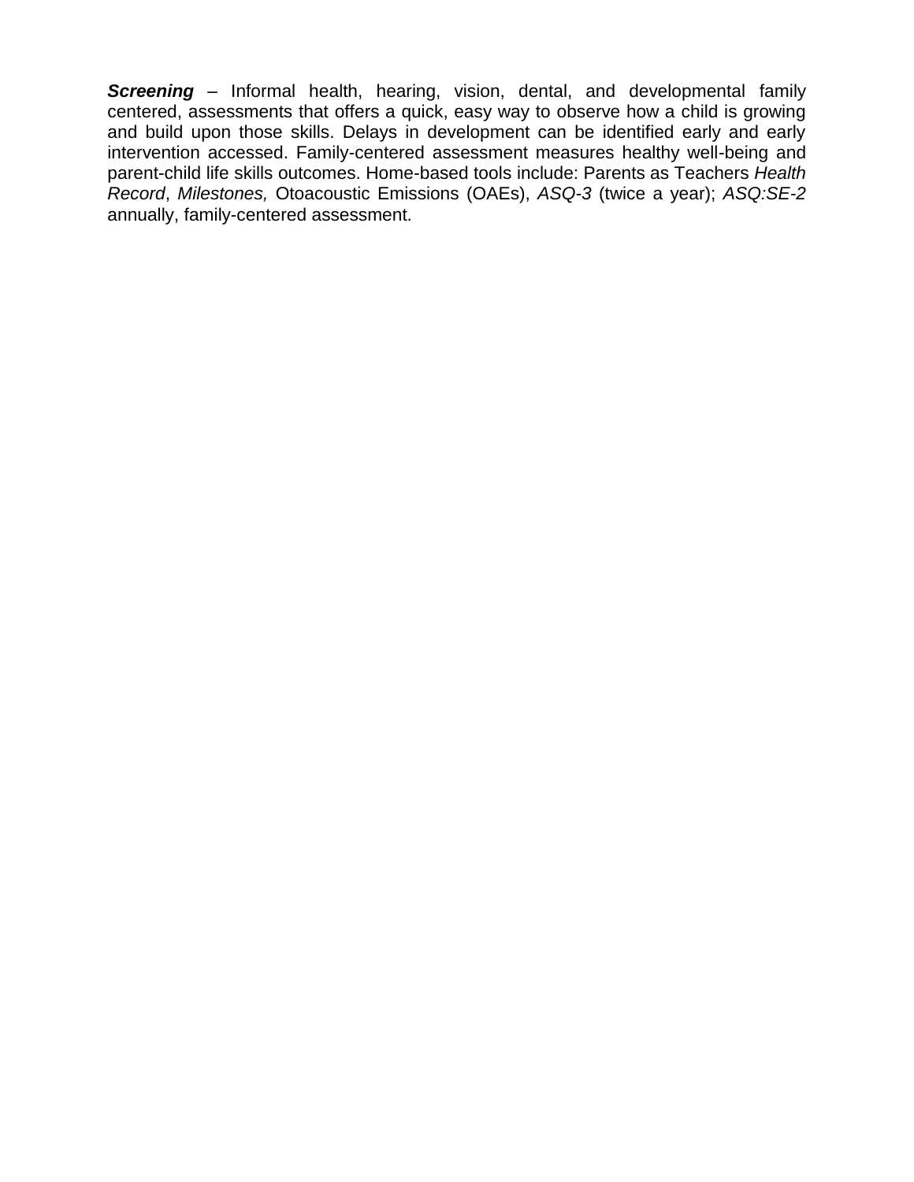***Screening*** – Informal health, hearing, vision, dental, and developmental family centered, assessments that offers a quick, easy way to observe how a child is growing and build upon those skills. Delays in development can be identified early and early intervention accessed. Family-centered assessment measures healthy well-being and parent-child life skills outcomes. Home-based tools include: Parents as Teachers *Health Record*, *Milestones,* Otoacoustic Emissions (OAEs), *ASQ-3* (twice a year); *ASQ:SE-2* annually, family-centered assessment.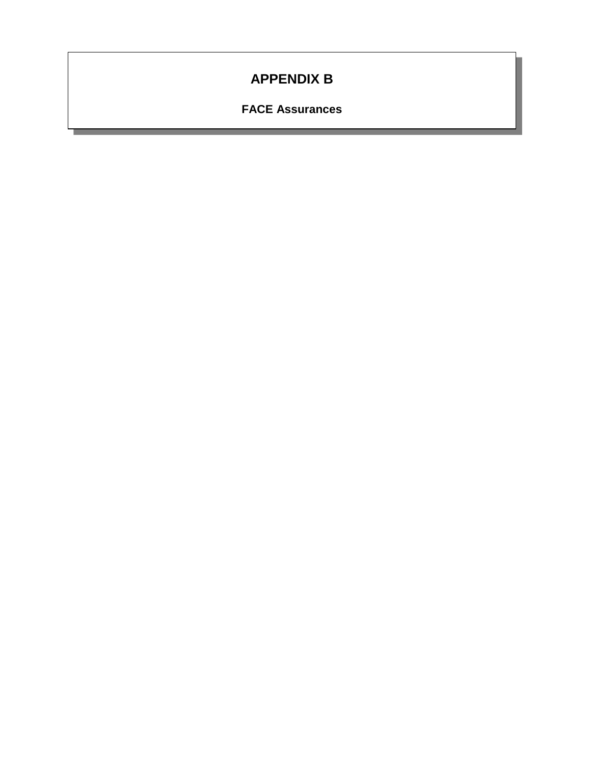# APPENDIX B

## FACE Assurances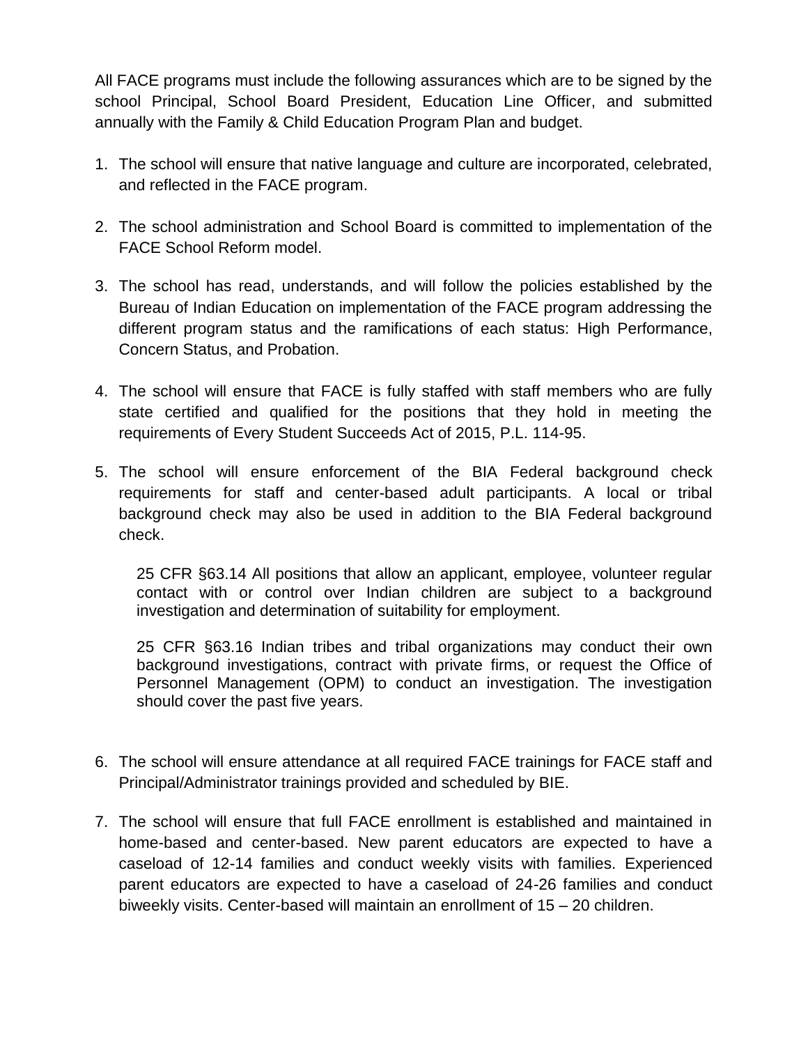All FACE programs must include the following assurances which are to be signed by the school Principal, School Board President, Education Line Officer, and submitted annually with the Family & Child Education Program Plan and budget.

1. The school will ensure that native language and culture are incorporated, celebrated, and reflected in the FACE program.

2. The school administration and School Board is committed to implementation of the FACE School Reform model.

3. The school has read, understands, and will follow the policies established by the Bureau of Indian Education on implementation of the FACE program addressing the different program status and the ramifications of each status: High Performance, Concern Status, and Probation.

4. The school will ensure that FACE is fully staffed with staff members who are fully state certified and qualified for the positions that they hold in meeting the requirements of Every Student Succeeds Act of 2015, P.L. 114-95.

5. The school will ensure enforcement of the BIA Federal background check requirements for staff and center-based adult participants. A local or tribal background check may also be used in addition to the BIA Federal background check.

   25 CFR §63.14 All positions that allow an applicant, employee, volunteer regular contact with or control over Indian children are subject to a background investigation and determination of suitability for employment.

   25 CFR §63.16 Indian tribes and tribal organizations may conduct their own background investigations, contract with private firms, or request the Office of Personnel Management (OPM) to conduct an investigation. The investigation should cover the past five years.

6. The school will ensure attendance at all required FACE trainings for FACE staff and Principal/Administrator trainings provided and scheduled by BIE.

7. The school will ensure that full FACE enrollment is established and maintained in home-based and center-based. New parent educators are expected to have a caseload of 12-14 families and conduct weekly visits with families. Experienced parent educators are expected to have a caseload of 24-26 families and conduct biweekly visits. Center-based will maintain an enrollment of 15 – 20 children.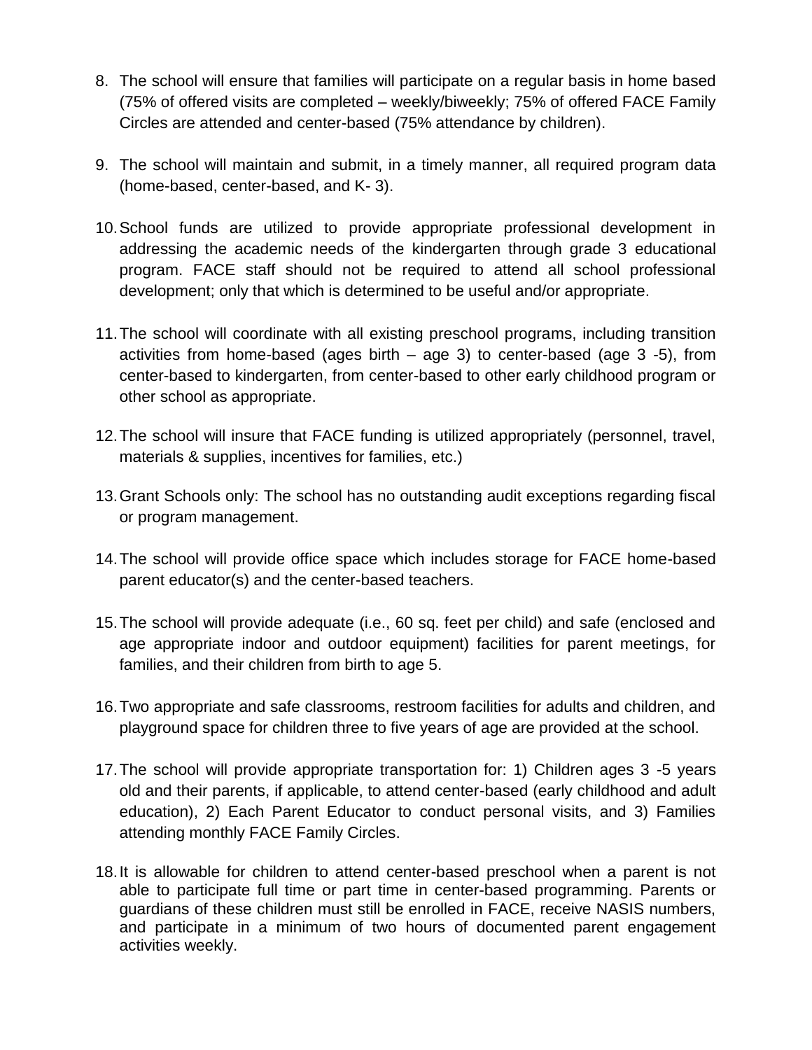8. The school will ensure that families will participate on a regular basis in home based (75% of offered visits are completed – weekly/biweekly; 75% of offered FACE Family Circles are attended and center-based (75% attendance by children).

9. The school will maintain and submit, in a timely manner, all required program data (home-based, center-based, and K- 3).

10. School funds are utilized to provide appropriate professional development in addressing the academic needs of the kindergarten through grade 3 educational program. FACE staff should not be required to attend all school professional development; only that which is determined to be useful and/or appropriate.

11. The school will coordinate with all existing preschool programs, including transition activities from home-based (ages birth – age 3) to center-based (age 3 -5), from center-based to kindergarten, from center-based to other early childhood program or other school as appropriate.

12. The school will insure that FACE funding is utilized appropriately (personnel, travel, materials & supplies, incentives for families, etc.)

13. Grant Schools only: The school has no outstanding audit exceptions regarding fiscal or program management.

14. The school will provide office space which includes storage for FACE home-based parent educator(s) and the center-based teachers.

15. The school will provide adequate (i.e., 60 sq. feet per child) and safe (enclosed and age appropriate indoor and outdoor equipment) facilities for parent meetings, for families, and their children from birth to age 5.

16. Two appropriate and safe classrooms, restroom facilities for adults and children, and playground space for children three to five years of age are provided at the school.

17. The school will provide appropriate transportation for: 1) Children ages 3 -5 years old and their parents, if applicable, to attend center-based (early childhood and adult education), 2) Each Parent Educator to conduct personal visits, and 3) Families attending monthly FACE Family Circles.

18. It is allowable for children to attend center-based preschool when a parent is not able to participate full time or part time in center-based programming. Parents or guardians of these children must still be enrolled in FACE, receive NASIS numbers, and participate in a minimum of two hours of documented parent engagement activities weekly.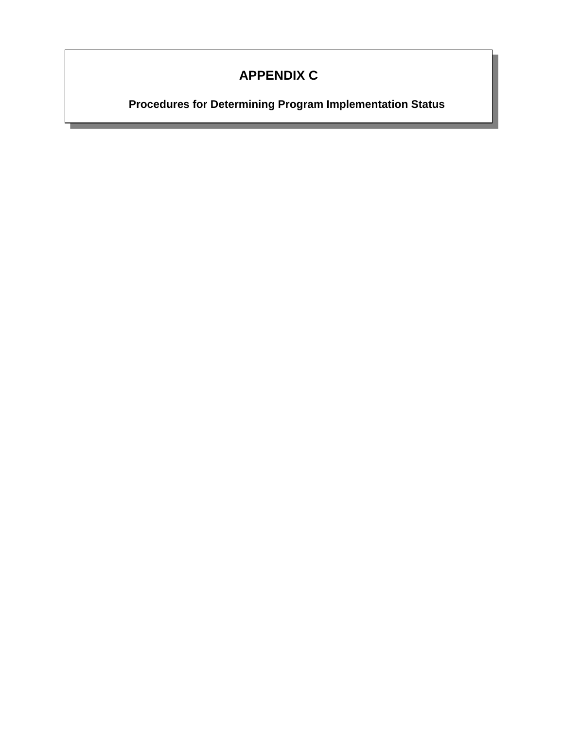# APPENDIX C

## Procedures for Determining Program Implementation Status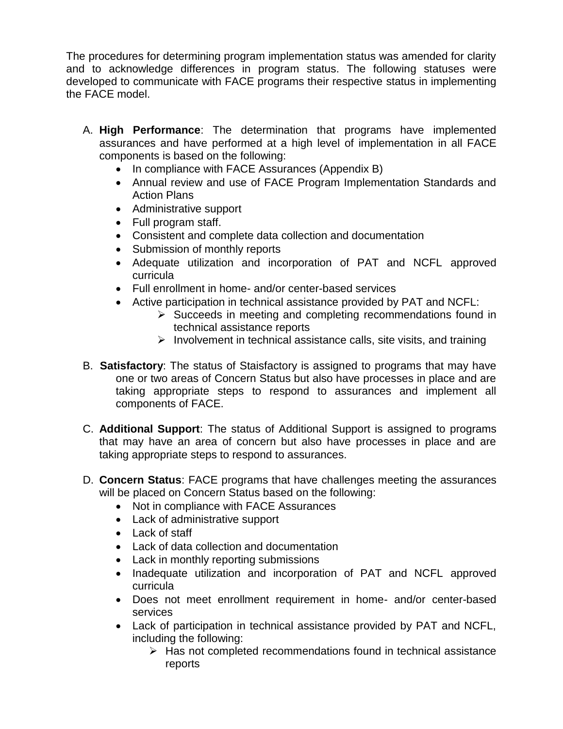The procedures for determining program implementation status was amended for clarity and to acknowledge differences in program status. The following statuses were developed to communicate with FACE programs their respective status in implementing the FACE model.

A. **High Performance**: The determination that programs have implemented assurances and have performed at a high level of implementation in all FACE components is based on the following:
   - In compliance with FACE Assurances (Appendix B)
   - Annual review and use of FACE Program Implementation Standards and Action Plans
   - Administrative support
   - Full program staff.
   - Consistent and complete data collection and documentation
   - Submission of monthly reports
   - Adequate utilization and incorporation of PAT and NCFL approved curricula
   - Full enrollment in home- and/or center-based services
   - Active participation in technical assistance provided by PAT and NCFL:
     - Succeeds in meeting and completing recommendations found in technical assistance reports
     - Involvement in technical assistance calls, site visits, and training

B. **Satisfactory**: The status of Staisfactory is assigned to programs that may have one or two areas of Concern Status but also have processes in place and are taking appropriate steps to respond to assurances and implement all components of FACE.

C. **Additional Support**: The status of Additional Support is assigned to programs that may have an area of concern but also have processes in place and are taking appropriate steps to respond to assurances.

D. **Concern Status**: FACE programs that have challenges meeting the assurances will be placed on Concern Status based on the following:
   - Not in compliance with FACE Assurances
   - Lack of administrative support
   - Lack of staff
   - Lack of data collection and documentation
   - Lack in monthly reporting submissions
   - Inadequate utilization and incorporation of PAT and NCFL approved curricula
   - Does not meet enrollment requirement in home- and/or center-based services
   - Lack of participation in technical assistance provided by PAT and NCFL, including the following:
     - Has not completed recommendations found in technical assistance reports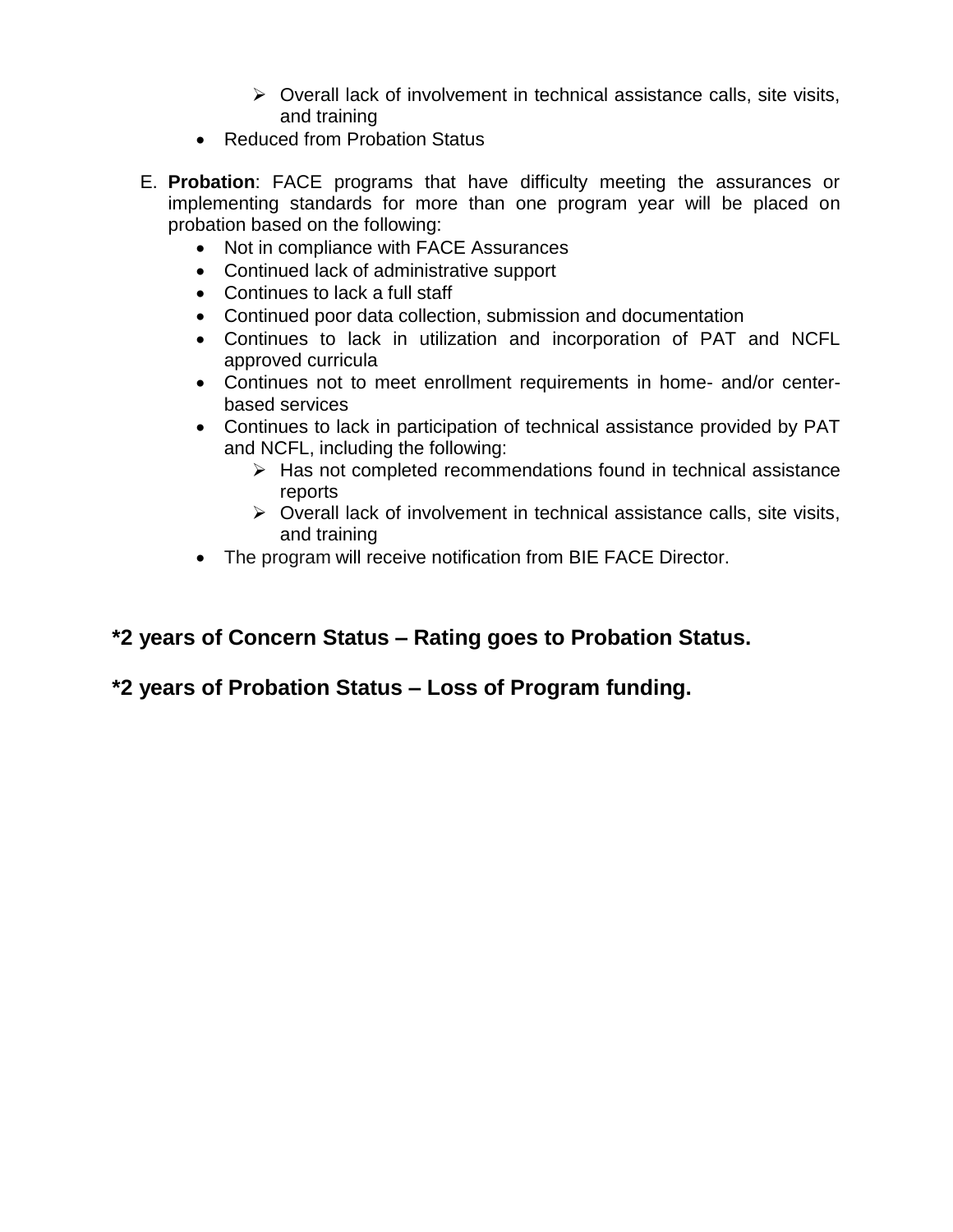- Overall lack of involvement in technical assistance calls, site visits, and training
  - Reduced from Probation Status

E. **Probation**: FACE programs that have difficulty meeting the assurances or implementing standards for more than one program year will be placed on probation based on the following:
  - Not in compliance with FACE Assurances
  - Continued lack of administrative support
  - Continues to lack a full staff
  - Continued poor data collection, submission and documentation
  - Continues to lack in utilization and incorporation of PAT and NCFL approved curricula
  - Continues not to meet enrollment requirements in home- and/or center-based services
  - Continues to lack in participation of technical assistance provided by PAT and NCFL, including the following:
    - Has not completed recommendations found in technical assistance reports
    - Overall lack of involvement in technical assistance calls, site visits, and training
  - The program will receive notification from BIE FACE Director.

**\*2 years of Concern Status – Rating goes to Probation Status.**

**\*2 years of Probation Status – Loss of Program funding.**